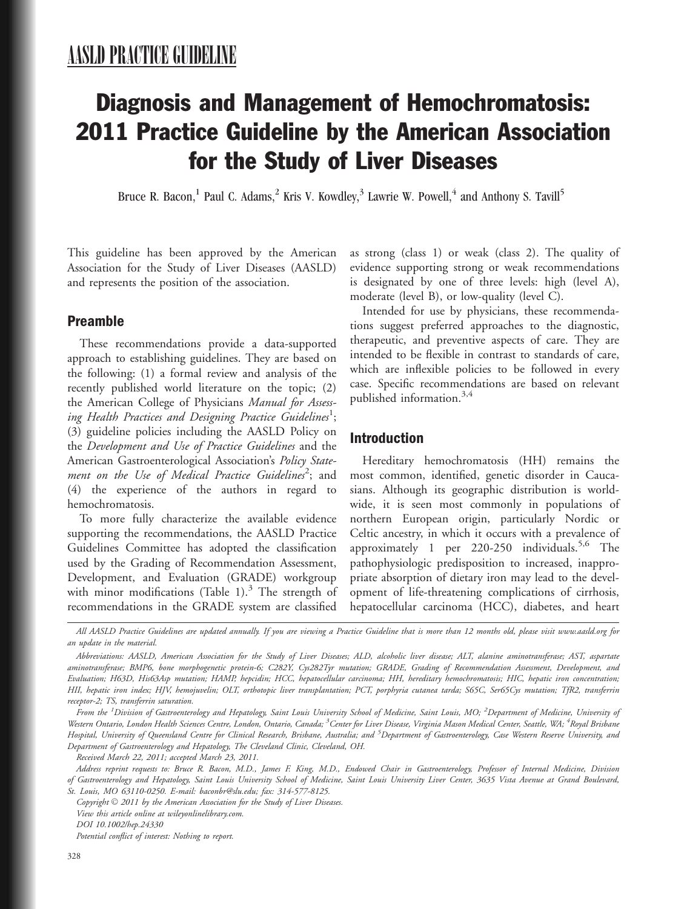AASLD PRACTICE GUIDELINE

# Diagnosis and Management of Hemochromatosis: 2011 Practice Guideline by the American Association for the Study of Liver Diseases

Bruce R. Bacon,[1] Paul C. Adams,[2] Kris V. Kowdley,[3] Lawrie W. Powell,[4] and Anthony S. Tavill[5]

This guideline has been approved by the American Association for the Study of Liver Diseases (AASLD) and represents the position of the association.

## Preamble

These recommendations provide a data-supported approach to establishing guidelines. They are based on the following: (1) a formal review and analysis of the recently published world literature on the topic; (2) the American College of Physicians *Manual for Assessing Health Practices and Designing Practice Guidelines*[1]; (3) guideline policies including the AASLD Policy on the *Development and Use of Practice Guidelines* and the American Gastroenterological Association's *Policy Statement on the Use of Medical Practice Guidelines*[2]; and (4) the experience of the authors in regard to hemochromatosis.

To more fully characterize the available evidence supporting the recommendations, the AASLD Practice Guidelines Committee has adopted the classification used by the Grading of Recommendation Assessment, Development, and Evaluation (GRADE) workgroup with minor modifications (Table 1).[3] The strength of recommendations in the GRADE system are classified as strong (class 1) or weak (class 2). The quality of evidence supporting strong or weak recommendations is designated by one of three levels: high (level A), moderate (level B), or low-quality (level C).

Intended for use by physicians, these recommendations suggest preferred approaches to the diagnostic, therapeutic, and preventive aspects of care. They are intended to be flexible in contrast to standards of care, which are inflexible policies to be followed in every case. Specific recommendations are based on relevant published information.[3,4]

## Introduction

Hereditary hemochromatosis (HH) remains the most common, identified, genetic disorder in Caucasians. Although its geographic distribution is worldwide, it is seen most commonly in populations of northern European origin, particularly Nordic or Celtic ancestry, in which it occurs with a prevalence of approximately 1 per 220-250 individuals.[5,6] The pathophysiologic predisposition to increased, inappropriate absorption of dietary iron may lead to the development of life-threatening complications of cirrhosis, hepatocellular carcinoma (HCC), diabetes, and heart

*All AASLD Practice Guidelines are updated annually. If you are viewing a Practice Guideline that is more than 12 months old, please visit www.aasld.org for an update in the material.*

*Abbreviations: AASLD, American Association for the Study of Liver Diseases; ALD, alcoholic liver disease; ALT, alanine aminotransferase; AST, aspartate aminotransferase; BMP6, bone morphogenetic protein-6; C282Y, Cys282Tyr mutation; GRADE, Grading of Recommendation Assessment, Development, and Evaluation; H63D, His63Asp mutation; HAMP, hepcidin; HCC, hepatocellular carcinoma; HH, hereditary hemochromatosis; HIC, hepatic iron concentration; HII, hepatic iron index; HJV, hemojuvelin; OLT, orthotopic liver transplantation; PCT, porphyria cutanea tarda; S65C, Ser65Cys mutation; TfR2, transferrin receptor-2; TS, transferrin saturation.*

*From the [1]Division of Gastroenterology and Hepatology, Saint Louis University School of Medicine, Saint Louis, MO; [2]Department of Medicine, University of Western Ontario, London Health Sciences Centre, London, Ontario, Canada; [3]Center for Liver Disease, Virginia Mason Medical Center, Seattle, WA; [4]Royal Brisbane Hospital, University of Queensland Centre for Clinical Research, Brisbane, Australia; and [5]Department of Gastroenterology, Case Western Reserve University, and Department of Gastroenterology and Hepatology, The Cleveland Clinic, Cleveland, OH.*

*Received March 22, 2011; accepted March 23, 2011.*

*Address reprint requests to: Bruce R. Bacon, M.D., James F. King, M.D., Endowed Chair in Gastroenterology, Professor of Internal Medicine, Division of Gastroenterology and Hepatology, Saint Louis University School of Medicine, Saint Louis University Liver Center, 3635 Vista Avenue at Grand Boulevard, St. Louis, MO 63110-0250. E-mail: baconbr@slu.edu; fax: 314-577-8125.*

*Copyright © 2011 by the American Association for the Study of Liver Diseases.*

*View this article online at wileyonlinelibrary.com.*

*DOI 10.1002/hep.24330*

*Potential conflict of interest: Nothing to report.*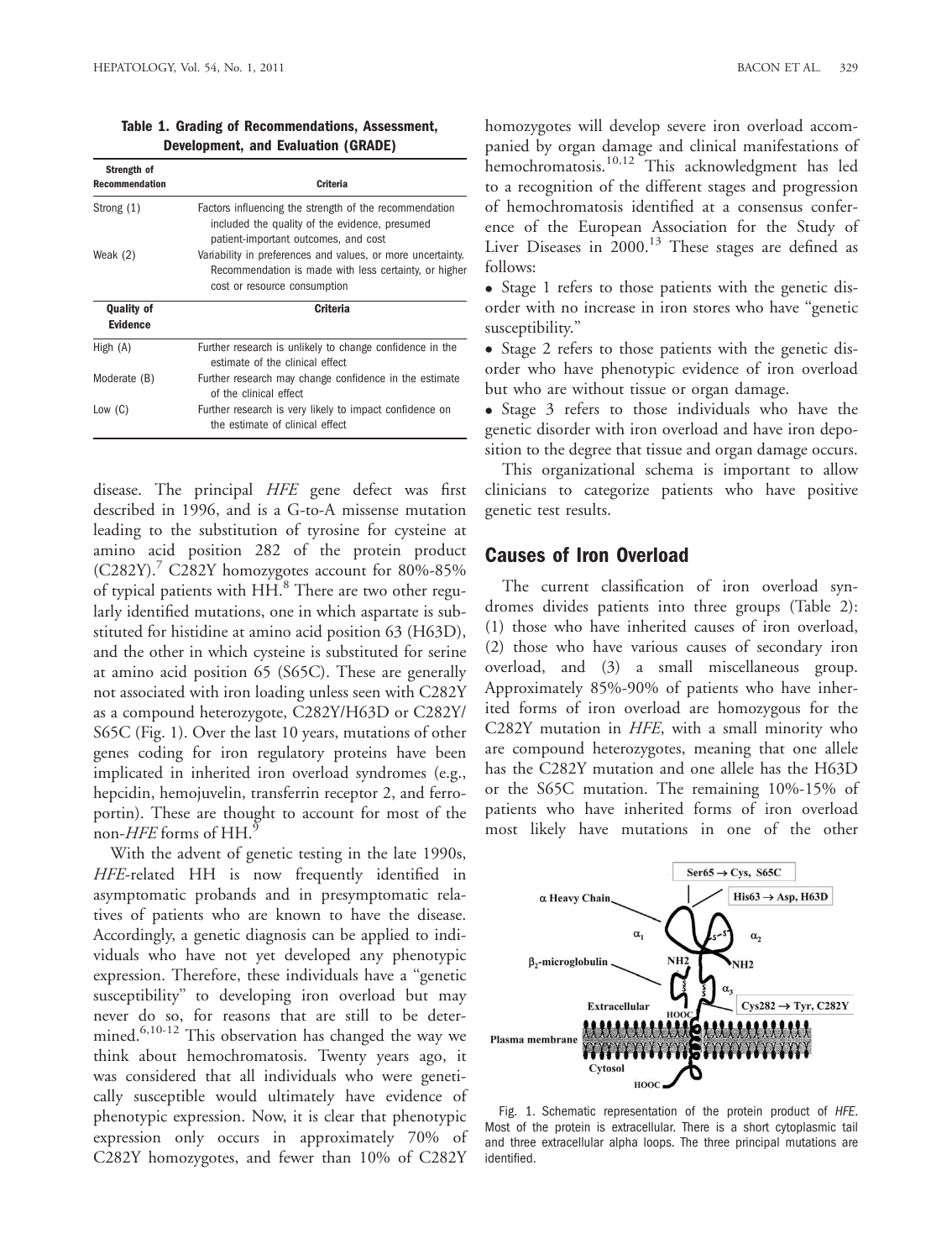**Table 1. Grading of Recommendations, Assessment, Development, and Evaluation (GRADE)**

| Strength of Recommendation | Criteria |
|---|---|
| Strong (1) | Factors influencing the strength of the recommendation included the quality of the evidence, presumed patient-important outcomes, and cost |
| Weak (2) | Variability in preferences and values, or more uncertainty. Recommendation is made with less certainty, or higher cost or resource consumption |
| **Quality of Evidence** | **Criteria** |
| High (A) | Further research is unlikely to change confidence in the estimate of the clinical effect |
| Moderate (B) | Further research may change confidence in the estimate of the clinical effect |
| Low (C) | Further research is very likely to impact confidence on the estimate of clinical effect |

disease. The principal *HFE* gene defect was first described in 1996, and is a G-to-A missense mutation leading to the substitution of tyrosine for cysteine at amino acid position 282 of the protein product (C282Y).[7] C282Y homozygotes account for 80%-85% of typical patients with HH.[8] There are two other regularly identified mutations, one in which aspartate is substituted for histidine at amino acid position 63 (H63D), and the other in which cysteine is substituted for serine at amino acid position 65 (S65C). These are generally not associated with iron loading unless seen with C282Y as a compound heterozygote, C282Y/H63D or C282Y/S65C (Fig. 1). Over the last 10 years, mutations of other genes coding for iron regulatory proteins have been implicated in inherited iron overload syndromes (e.g., hepcidin, hemojuvelin, transferrin receptor 2, and ferroportin). These are thought to account for most of the non-*HFE* forms of HH.[9]

With the advent of genetic testing in the late 1990s, *HFE*-related HH is now frequently identified in asymptomatic probands and in presymptomatic relatives of patients who are known to have the disease. Accordingly, a genetic diagnosis can be applied to individuals who have not yet developed any phenotypic expression. Therefore, these individuals have a "genetic susceptibility" to developing iron overload but may never do so, for reasons that are still to be determined.[6,10-12] This observation has changed the way we think about hemochromatosis. Twenty years ago, it was considered that all individuals who were genetically susceptible would ultimately have evidence of phenotypic expression. Now, it is clear that phenotypic expression only occurs in approximately 70% of C282Y homozygotes, and fewer than 10% of C282Y homozygotes will develop severe iron overload accompanied by organ damage and clinical manifestations of hemochromatosis.[10,12] This acknowledgment has led to a recognition of the different stages and progression of hemochromatosis identified at a consensus conference of the European Association for the Study of Liver Diseases in 2000.[13] These stages are defined as follows:

- Stage 1 refers to those patients with the genetic disorder with no increase in iron stores who have "genetic susceptibility."
- Stage 2 refers to those patients with the genetic disorder who have phenotypic evidence of iron overload but who are without tissue or organ damage.
- Stage 3 refers to those individuals who have the genetic disorder with iron overload and have iron deposition to the degree that tissue and organ damage occurs.

This organizational schema is important to allow clinicians to categorize patients who have positive genetic test results.

## Causes of Iron Overload

The current classification of iron overload syndromes divides patients into three groups (Table 2): (1) those who have inherited causes of iron overload, (2) those who have various causes of secondary iron overload, and (3) a small miscellaneous group. Approximately 85%-90% of patients who have inherited forms of iron overload are homozygous for the C282Y mutation in *HFE*, with a small minority who are compound heterozygotes, meaning that one allele has the C282Y mutation and one allele has the H63D or the S65C mutation. The remaining 10%-15% of patients who have inherited forms of iron overload most likely have mutations in one of the other

Fig. 1. Schematic representation of the protein product of *HFE*. Most of the protein is extracellular. There is a short cytoplasmic tail and three extracellular alpha loops. The three principal mutations are identified.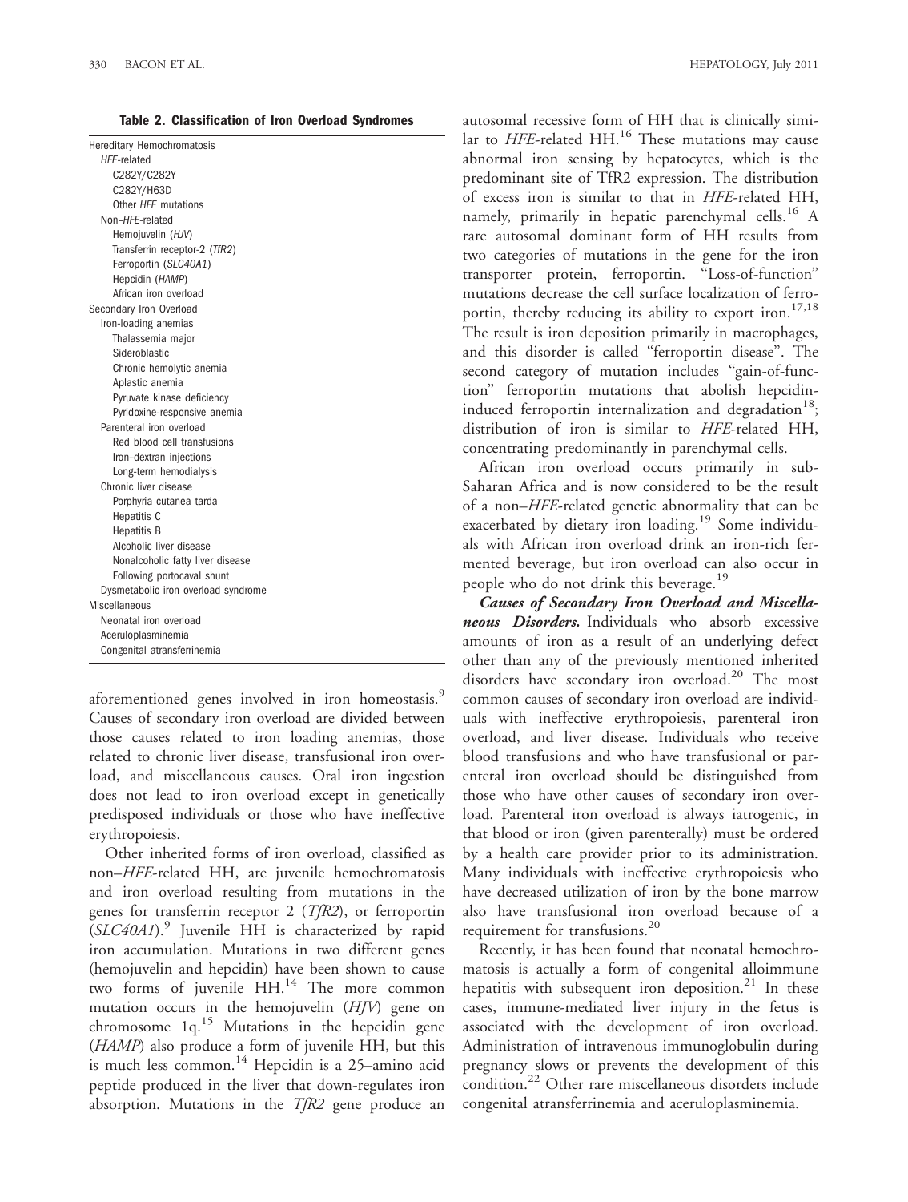**Table 2. Classification of Iron Overload Syndromes**

| |
|---|
| Hereditary Hemochromatosis |
| *HFE*-related |
| C282Y/C282Y |
| C282Y/H63D |
| Other *HFE* mutations |
| Non–*HFE*-related |
| Hemojuvelin (*HJV*) |
| Transferrin receptor-2 (*TfR2*) |
| Ferroportin (*SLC40A1*) |
| Hepcidin (*HAMP*) |
| African iron overload |
| Secondary Iron Overload |
| Iron-loading anemias |
| Thalassemia major |
| Sideroblastic |
| Chronic hemolytic anemia |
| Aplastic anemia |
| Pyruvate kinase deficiency |
| Pyridoxine-responsive anemia |
| Parienteral iron overload |
| Red blood cell transfusions |
| Iron–dextran injections |
| Long-term hemodialysis |
| Chronic liver disease |
| Porphyria cutanea tarda |
| Hepatitis C |
| Hepatitis B |
| Alcoholic liver disease |
| Nonalcoholic fatty liver disease |
| Following portocaval shunt |
| Dysmetabolic iron overload syndrome |
| Miscellaneous |
| Neonatal iron overload |
| Aceruloplasminemia |
| Congenital atransferrinemia |

aforementioned genes involved in iron homeostasis.[9] Causes of secondary iron overload are divided between those causes related to iron loading anemias, those related to chronic liver disease, transfusional iron overload, and miscellaneous causes. Oral iron ingestion does not lead to iron overload except in genetically predisposed individuals or those who have ineffective erythropoiesis.

Other inherited forms of iron overload, classified as non–*HFE*-related HH, are juvenile hemochromatosis and iron overload resulting from mutations in the genes for transferrin receptor 2 (*TfR2*), or ferroportin (*SLC40A1*).[9] Juvenile HH is characterized by rapid iron accumulation. Mutations in two different genes (hemojuvelin and hepcidin) have been shown to cause two forms of juvenile HH.[14] The more common mutation occurs in the hemojuvelin (*HJV*) gene on chromosome 1q.[15] Mutations in the hepcidin gene (*HAMP*) also produce a form of juvenile HH, but this is much less common.[14] Hepcidin is a 25–amino acid peptide produced in the liver that down-regulates iron absorption. Mutations in the *TfR2* gene produce an autosomal recessive form of HH that is clinically similar to *HFE*-related HH.[16] These mutations may cause abnormal iron sensing by hepatocytes, which is the predominant site of TfR2 expression. The distribution of excess iron is similar to that in *HFE*-related HH, namely, primarily in hepatic parenchymal cells.[16] A rare autosomal dominant form of HH results from two categories of mutations in the gene for the iron transporter protein, ferroportin. "Loss-of-function" mutations decrease the cell surface localization of ferroportin, thereby reducing its ability to export iron.[17,18] The result is iron deposition primarily in macrophages, and this disorder is called "ferroportin disease". The second category of mutation includes "gain-of-function" ferroportin mutations that abolish hepcidin-induced ferroportin internalization and degradation[18]; distribution of iron is similar to *HFE*-related HH, concentrating predominantly in parenchymal cells.

African iron overload occurs primarily in sub-Saharan Africa and is now considered to be the result of a non–*HFE*-related genetic abnormality that can be exacerbated by dietary iron loading.[19] Some individuals with African iron overload drink an iron-rich fermented beverage, but iron overload can also occur in people who do not drink this beverage.[19]

***Causes of Secondary Iron Overload and Miscellaneous Disorders.*** Individuals who absorb excessive amounts of iron as a result of an underlying defect other than any of the previously mentioned inherited disorders have secondary iron overload.[20] The most common causes of secondary iron overload are individuals with ineffective erythropoiesis, parenteral iron overload, and liver disease. Individuals who receive blood transfusions and who have transfusional or parenteral iron overload should be distinguished from those who have other causes of secondary iron overload. Parenteral iron overload is always iatrogenic, in that blood or iron (given parenterally) must be ordered by a health care provider prior to its administration. Many individuals with ineffective erythropoiesis who have decreased utilization of iron by the bone marrow also have transfusional iron overload because of a requirement for transfusions.[20]

Recently, it has been found that neonatal hemochromatosis is actually a form of congenital alloimmune hepatitis with subsequent iron deposition.[21] In these cases, immune-mediated liver injury in the fetus is associated with the development of iron overload. Administration of intravenous immunoglobulin during pregnancy slows or prevents the development of this condition.[22] Other rare miscellaneous disorders include congenital atransferrinemia and aceruloplasminemia.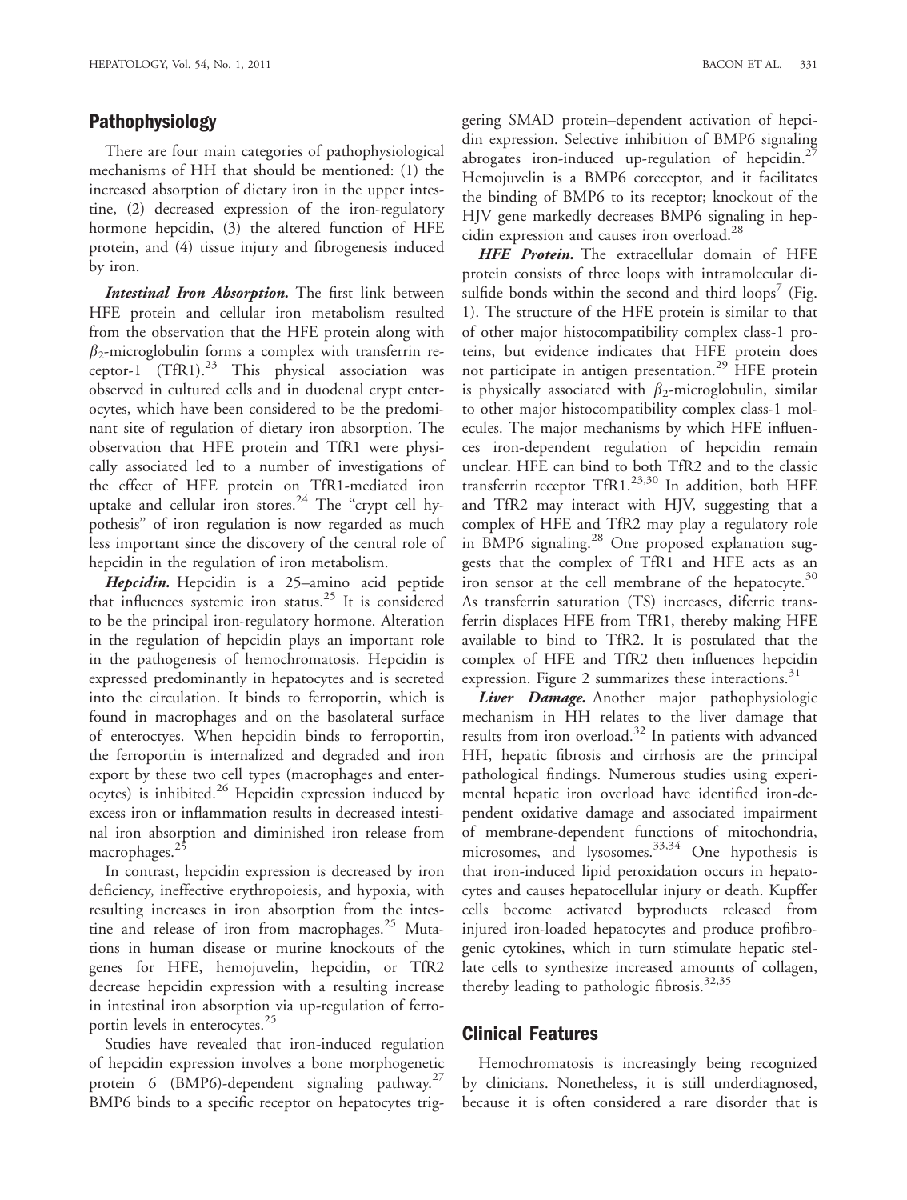## Pathophysiology

There are four main categories of pathophysiological mechanisms of HH that should be mentioned: (1) the increased absorption of dietary iron in the upper intestine, (2) decreased expression of the iron-regulatory hormone hepcidin, (3) the altered function of HFE protein, and (4) tissue injury and fibrogenesis induced by iron.

***Intestinal Iron Absorption.*** The first link between HFE protein and cellular iron metabolism resulted from the observation that the HFE protein along with $\beta_2$-microglobulin forms a complex with transferrin receptor-1 (TfR1).[23] This physical association was observed in cultured cells and in duodenal crypt enterocytes, which have been considered to be the predominant site of regulation of dietary iron absorption. The observation that HFE protein and TfR1 were physically associated led to a number of investigations of the effect of HFE protein on TfR1-mediated iron uptake and cellular iron stores.[24] The "crypt cell hypothesis" of iron regulation is now regarded as much less important since the discovery of the central role of hepcidin in the regulation of iron metabolism.

***Hepcidin.*** Hepcidin is a 25–amino acid peptide that influences systemic iron status.[25] It is considered to be the principal iron-regulatory hormone. Alteration in the regulation of hepcidin plays an important role in the pathogenesis of hemochromatosis. Hepcidin is expressed predominantly in hepatocytes and is secreted into the circulation. It binds to ferroportin, which is found in macrophages and on the basolateral surface of enteroctyes. When hepcidin binds to ferroportin, the ferroportin is internalized and degraded and iron export by these two cell types (macrophages and enterocytes) is inhibited.[26] Hepcidin expression induced by excess iron or inflammation results in decreased intestinal iron absorption and diminished iron release from macrophages.[25]

In contrast, hepcidin expression is decreased by iron deficiency, ineffective erythropoiesis, and hypoxia, with resulting increases in iron absorption from the intestine and release of iron from macrophages.[25] Mutations in human disease or murine knockouts of the genes for HFE, hemojuvelin, hepcidin, or TfR2 decrease hepcidin expression with a resulting increase in intestinal iron absorption via up-regulation of ferroportin levels in enterocytes.[25]

Studies have revealed that iron-induced regulation of hepcidin expression involves a bone morphogenetic protein 6 (BMP6)-dependent signaling pathway.[27] BMP6 binds to a specific receptor on hepatocytes triggering SMAD protein–dependent activation of hepcidin expression. Selective inhibition of BMP6 signaling abrogates iron-induced up-regulation of hepcidin.[27] Hemojuvelin is a BMP6 coreceptor, and it facilitates the binding of BMP6 to its receptor; knockout of the HJV gene markedly decreases BMP6 signaling in hepcidin expression and causes iron overload.[28]

***HFE Protein.*** The extracellular domain of HFE protein consists of three loops with intramolecular disulfide bonds within the second and third loops[7] (Fig. 1). The structure of the HFE protein is similar to that of other major histocompatibility complex class-1 proteins, but evidence indicates that HFE protein does not participate in antigen presentation.[29] HFE protein is physically associated with $\beta_2$-microglobulin, similar to other major histocompatibility complex class-1 molecules. The major mechanisms by which HFE influences iron-dependent regulation of hepcidin remain unclear. HFE can bind to both TfR2 and to the classic transferrin receptor TfR1.[23,30] In addition, both HFE and TfR2 may interact with HJV, suggesting that a complex of HFE and TfR2 may play a regulatory role in BMP6 signaling.[28] One proposed explanation suggests that the complex of TfR1 and HFE acts as an iron sensor at the cell membrane of the hepatocyte.[30] As transferrin saturation (TS) increases, diferric transferrin displaces HFE from TfR1, thereby making HFE available to bind to TfR2. It is postulated that the complex of HFE and TfR2 then influences hepcidin expression. Figure 2 summarizes these interactions.[31]

***Liver Damage.*** Another major pathophysiologic mechanism in HH relates to the liver damage that results from iron overload.[32] In patients with advanced HH, hepatic fibrosis and cirrhosis are the principal pathological findings. Numerous studies using experimental hepatic iron overload have identified iron-dependent oxidative damage and associated impairment of membrane-dependent functions of mitochondria, microsomes, and lysosomes.[33,34] One hypothesis is that iron-induced lipid peroxidation occurs in hepatocytes and causes hepatocellular injury or death. Kupffer cells become activated byproducts released from injured iron-loaded hepatocytes and produce profibrogenic cytokines, which in turn stimulate hepatic stellate cells to synthesize increased amounts of collagen, thereby leading to pathologic fibrosis.[32,35]

## Clinical Features

Hemochromatosis is increasingly being recognized by clinicians. Nonetheless, it is still underdiagnosed, because it is often considered a rare disorder that is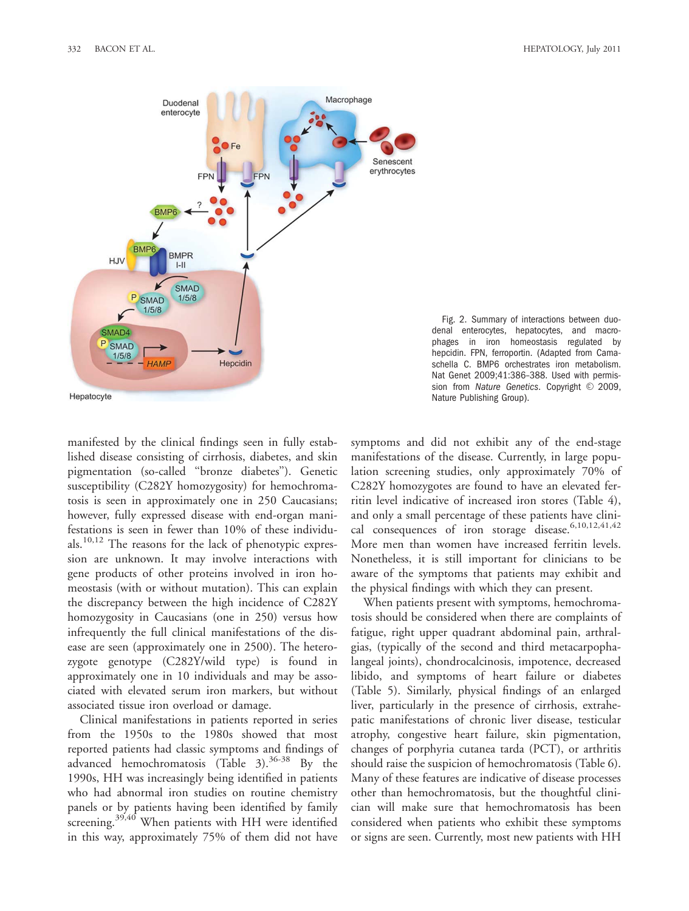Fig. 2. Summary of interactions between duodenal enterocytes, hepatocytes, and macrophages in iron homeostasis regulated by hepcidin. FPN, ferroportin. (Adapted from Camaschella C. BMP6 orchestrates iron metabolism. Nat Genet 2009;41:386-388. Used with permission from *Nature Genetics*. Copyright © 2009, Nature Publishing Group).

manifested by the clinical findings seen in fully established disease consisting of cirrhosis, diabetes, and skin pigmentation (so-called "bronze diabetes"). Genetic susceptibility (C282Y homozygosity) for hemochromatosis is seen in approximately one in 250 Caucasians; however, fully expressed disease with end-organ manifestations is seen in fewer than 10% of these individuals.[10,12] The reasons for the lack of phenotypic expression are unknown. It may involve interactions with gene products of other proteins involved in iron homeostasis (with or without mutation). This can explain the discrepancy between the high incidence of C282Y homozygosity in Caucasians (one in 250) versus how infrequently the full clinical manifestations of the disease are seen (approximately one in 2500). The heterozygote genotype (C282Y/wild type) is found in approximately one in 10 individuals and may be associated with elevated serum iron markers, but without associated tissue iron overload or damage.

Clinical manifestations in patients reported in series from the 1950s to the 1980s showed that most reported patients had classic symptoms and findings of advanced hemochromatosis (Table 3).[36-38] By the 1990s, HH was increasingly being identified in patients who had abnormal iron studies on routine chemistry panels or by patients having been identified by family screening.[39,40] When patients with HH were identified in this way, approximately 75% of them did not have symptoms and did not exhibit any of the end-stage manifestations of the disease. Currently, in large population screening studies, only approximately 70% of C282Y homozygotes are found to have an elevated ferritin level indicative of increased iron stores (Table 4), and only a small percentage of these patients have clinical consequences of iron storage disease.[6,10,12,41,42] More men than women have increased ferritin levels. Nonetheless, it is still important for clinicians to be aware of the symptoms that patients may exhibit and the physical findings with which they can present.

When patients present with symptoms, hemochromatosis should be considered when there are complaints of fatigue, right upper quadrant abdominal pain, arthralgias, (typically of the second and third metacarpophalangeal joints), chondrocalcinosis, impotence, decreased libido, and symptoms of heart failure or diabetes (Table 5). Similarly, physical findings of an enlarged liver, particularly in the presence of cirrhosis, extrahepatic manifestations of chronic liver disease, testicular atrophy, congestive heart failure, skin pigmentation, changes of porphyria cutanea tarda (PCT), or arthritis should raise the suspicion of hemochromatosis (Table 6). Many of these features are indicative of disease processes other than hemochromatosis, but the thoughtful clinician will make sure that hemochromatosis has been considered when patients who exhibit these symptoms or signs are seen. Currently, most new patients with HH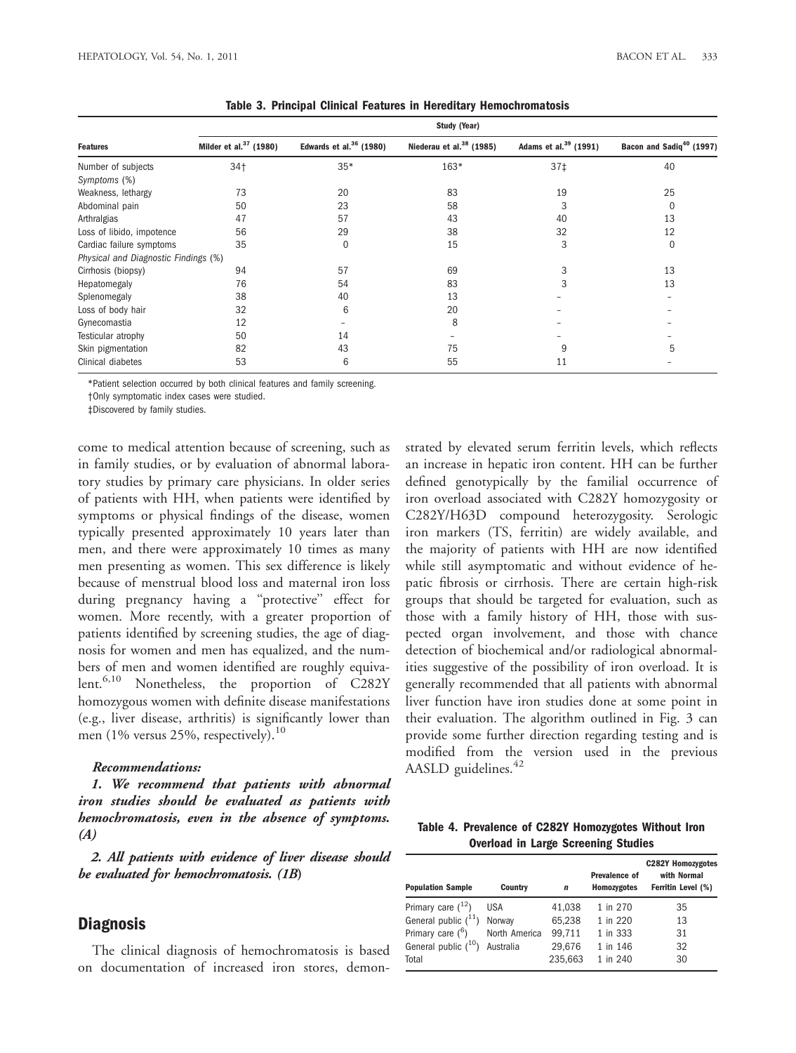**Table 3. Principal Clinical Features in Hereditary Hemochromatosis**

| Features | Study (Year) | | | | |
|---|---|---|---|---|---|
| | Milder et al.[37] (1980) | Edwards et al.[36] (1980) | Niederau et al.[38] (1985) | Adams et al.[39] (1991) | Bacon and Sadiq[40] (1997) |
| Number of subjects | 34† | 35* | 163* | 37‡ | 40 |
| *Symptoms (%)* | | | | | |
| Weakness, lethargy | 73 | 20 | 83 | 19 | 25 |
| Abdominal pain | 50 | 23 | 58 | 3 | 0 |
| Arthralgias | 47 | 57 | 43 | 40 | 13 |
| Loss of libido, impotence | 56 | 29 | 38 | 32 | 12 |
| Cardiac failure symptoms | 35 | 0 | 15 | 3 | 0 |
| *Physical and Diagnostic Findings (%)* | | | | | |
| Cirrhosis (biopsy) | 94 | 57 | 69 | 3 | 13 |
| Hepatomegaly | 76 | 54 | 83 | 3 | 13 |
| Splenomegaly | 38 | 40 | 13 | – | – |
| Loss of body hair | 32 | 6 | 20 | – | – |
| Gynecomastia | 12 | – | 8 | – | – |
| Testicular atrophy | 50 | 14 | – | – | – |
| Skin pigmentation | 82 | 43 | 75 | 9 | 5 |
| Clinical diabetes | 53 | 6 | 55 | 11 | – |

*Patient selection occurred by both clinical features and family screening.

†Only symptomatic index cases were studied.

‡Discovered by family studies.

come to medical attention because of screening, such as in family studies, or by evaluation of abnormal laboratory studies by primary care physicians. In older series of patients with HH, when patients were identified by symptoms or physical findings of the disease, women typically presented approximately 10 years later than men, and there were approximately 10 times as many men presenting as women. This sex difference is likely because of menstrual blood loss and maternal iron loss during pregnancy having a "protective" effect for women. More recently, with a greater proportion of patients identified by screening studies, the age of diagnosis for women and men has equalized, and the numbers of men and women identified are roughly equivalent.[6,10] Nonetheless, the proportion of C282Y homozygous women with definite disease manifestations (e.g., liver disease, arthritis) is significantly lower than men (1% versus 25%, respectively).[10]

***Recommendations:***

***1. We recommend that patients with abnormal iron studies should be evaluated as patients with hemochromatosis, even in the absence of symptoms. (A)***

***2. All patients with evidence of liver disease should be evaluated for hemochromatosis. (1B)***

## Diagnosis

The clinical diagnosis of hemochromatosis is based on documentation of increased iron stores, demonstrated by elevated serum ferritin levels, which reflects an increase in hepatic iron content. HH can be further defined genotypically by the familial occurrence of iron overload associated with C282Y homozygosity or C282Y/H63D compound heterozygosity. Serologic iron markers (TS, ferritin) are widely available, and the majority of patients with HH are now identified while still asymptomatic and without evidence of hepatic fibrosis or cirrhosis. There are certain high-risk groups that should be targeted for evaluation, such as those with a family history of HH, those with suspected organ involvement, and those with chance detection of biochemical and/or radiological abnormalities suggestive of the possibility of iron overload. It is generally recommended that all patients with abnormal liver function have iron studies done at some point in their evaluation. The algorithm outlined in Fig. 3 can provide some further direction regarding testing and is modified from the version used in the previous AASLD guidelines.[42]

**Table 4. Prevalence of C282Y Homozygotes Without Iron Overload in Large Screening Studies**

| Population Sample | Country | *n* | Prevalence of Homozygotes | C282Y Homozygotes with Normal Ferritin Level (%) |
|---|---|---|---|---|
| Primary care ([12]) | USA | 41,038 | 1 in 270 | 35 |
| General public ([11]) | Norway | 65,238 | 1 in 220 | 13 |
| Primary care ([6]) | North America | 99,711 | 1 in 333 | 31 |
| General public ([10]) | Australia | 29,676 | 1 in 146 | 32 |
| Total | | 235,663 | 1 in 240 | 30 |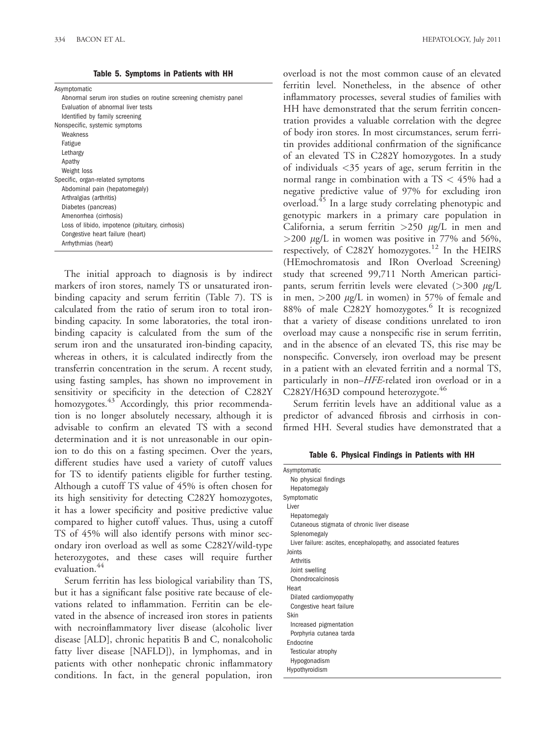**Table 5. Symptoms in Patients with HH**

| |
|---|
| Asymptomatic |
| Abnormal serum iron studies on routine screening chemistry panel |
| Evaluation of abnormal liver tests |
| Identified by family screening |
| Nonspecific, systemic symptoms |
| Weakness |
| Fatigue |
| Lethargy |
| Apathy |
| Weight loss |
| Specific, organ-related symptoms |
| Abdominal pain (hepatomegaly) |
| Arthralgias (arthritis) |
| Diabetes (pancreas) |
| Amenorrhea (cirrhosis) |
| Loss of libido, impotence (pituitary, cirrhosis) |
| Congestive heart failure (heart) |
| Arrhythmias (heart) |

The initial approach to diagnosis is by indirect markers of iron stores, namely TS or unsaturated iron-binding capacity and serum ferritin (Table 7). TS is calculated from the ratio of serum iron to total iron-binding capacity. In some laboratories, the total iron-binding capacity is calculated from the sum of the serum iron and the unsaturated iron-binding capacity, whereas in others, it is calculated indirectly from the transferrin concentration in the serum. A recent study, using fasting samples, has shown no improvement in sensitivity or specificity in the detection of C282Y homozygotes.[43] Accordingly, this prior recommendation is no longer absolutely necessary, although it is advisable to confirm an elevated TS with a second determination and it is not unreasonable in our opinion to do this on a fasting specimen. Over the years, different studies have used a variety of cutoff values for TS to identify patients eligible for further testing. Although a cutoff TS value of 45% is often chosen for its high sensitivity for detecting C282Y homozygotes, it has a lower specificity and positive predictive value compared to higher cutoff values. Thus, using a cutoff TS of 45% will also identify persons with minor secondary iron overload as well as some C282Y/wild-type heterozygotes, and these cases will require further evaluation.[44]

Serum ferritin has less biological variability than TS, but it has a significant false positive rate because of elevations related to inflammation. Ferritin can be elevated in the absence of increased iron stores in patients with necroinflammatory liver disease (alcoholic liver disease [ALD], chronic hepatitis B and C, nonalcoholic fatty liver disease [NAFLD]), in lymphomas, and in patients with other nonhepatic chronic inflammatory conditions. In fact, in the general population, iron overload is not the most common cause of an elevated ferritin level. Nonetheless, in the absence of other inflammatory processes, several studies of families with HH have demonstrated that the serum ferritin concentration provides a valuable correlation with the degree of body iron stores. In most circumstances, serum ferritin provides additional confirmation of the significance of an elevated TS in C282Y homozygotes. In a study of individuals <35 years of age, serum ferritin in the normal range in combination with a TS < 45% had a negative predictive value of 97% for excluding iron overload.[45] In a large study correlating phenotypic and genotypic markers in a primary care population in California, a serum ferritin >250 $\mu$g/L in men and >200 $\mu$g/L in women was positive in 77% and 56%, respectively, of C282Y homozygotes.[12] In the HEIRS (HEmochromatosis and IRon Overload Screening) study that screened 99,711 North American participants, serum ferritin levels were elevated (>300 $\mu$g/L in men, >200 $\mu$g/L in women) in 57% of female and 88% of male C282Y homozygotes.[6] It is recognized that a variety of disease conditions unrelated to iron overload may cause a nonspecific rise in serum ferritin, and in the absence of an elevated TS, this rise may be nonspecific. Conversely, iron overload may be present in a patient with an elevated ferritin and a normal TS, particularly in non–*HFE*-related iron overload or in a C282Y/H63D compound heterozygote.[46]

Serum ferritin levels have an additional value as a predictor of advanced fibrosis and cirrhosis in confirmed HH. Several studies have demonstrated that a

**Table 6. Physical Findings in Patients with HH**

| |
|---|
| Asymptomatic |
| No physical findings |
| Hepatomegaly |
| Symptomatic |
| Liver |
| Hepatomegaly |
| Cutaneous stigmata of chronic liver disease |
| Splenomegaly |
| Liver failure: ascites, encephalopathy, and associated features |
| Joints |
| Arthritis |
| Joint swelling |
| Chondrocalcinosis |
| Heart |
| Dilated cardiomyopathy |
| Congestive heart failure |
| Skin |
| Increased pigmentation |
| Porphyria cutanea tarda |
| Endocrine |
| Testicular atrophy |
| Hypogonadism |
| Hypothyroidism |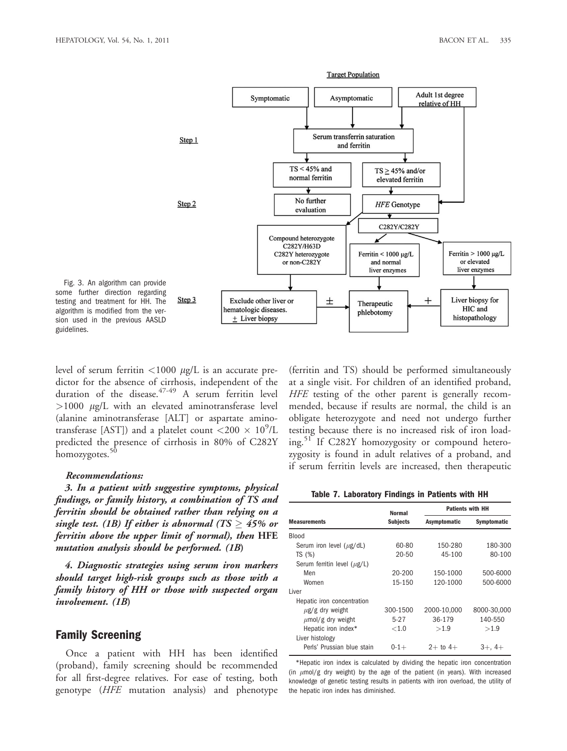Fig. 3. An algorithm can provide some further direction regarding testing and treatment for HH. The algorithm is modified from the version used in the previous AASLD guidelines.

level of serum ferritin $<1000$ $\mu$g/L is an accurate predictor for the absence of cirrhosis, independent of the duration of the disease.[47-49] A serum ferritin level $>1000$ $\mu$g/L with an elevated aminotransferase level (alanine aminotransferase [ALT] or aspartate aminotransferase [AST]) and a platelet count $<200 \times 10^9$/L predicted the presence of cirrhosis in 80% of C282Y homozygotes.[50]

***Recommendations:***

***3. In a patient with suggestive symptoms, physical findings, or family history, a combination of TS and ferritin should be obtained rather than relying on a single test. (1B) If either is abnormal (TS $\geq$ 45% or ferritin above the upper limit of normal), then* HFE *mutation analysis should be performed. (1B)***

***4. Diagnostic strategies using serum iron markers should target high-risk groups such as those with a family history of HH or those with suspected organ involvement. (1B)***

## Family Screening

Once a patient with HH has been identified (proband), family screening should be recommended for all first-degree relatives. For ease of testing, both genotype (*HFE* mutation analysis) and phenotype (ferritin and TS) should be performed simultaneously at a single visit. For children of an identified proband, *HFE* testing of the other parent is generally recommended, because if results are normal, the child is an obligate heterozygote and need not undergo further testing because there is no increased risk of iron loading.[51] If C282Y homozygosity or compound heterozygosity is found in adult relatives of a proband, and if serum ferritin levels are increased, then therapeutic

**Table 7. Laboratory Findings in Patients with HH**

| Measurements | Normal Subjects | Patients with HH | |
|---|---|---|---|
| | | Asymptomatic | Symptomatic |
| Blood | | | |
| Serum iron level ($\mu$g/dL) | 60-80 | 150-280 | 180-300 |
| TS (%) | 20-50 | 45-100 | 80-100 |
| Serum ferritin level ($\mu$g/L) | | | |
| Men | 20-200 | 150-1000 | 500-6000 |
| Women | 15-150 | 120-1000 | 500-6000 |
| Liver | | | |
| Hepatic iron concentration | | | |
| $\mu$g/g dry weight | 300-1500 | 2000-10,000 | 8000-30,000 |
| $\mu$mol/g dry weight | 5-27 | 36-179 | 140-550 |
| Hepatic iron index* | $<1.0$ | $>1.9$ | $>1.9$ |
| Liver histology | | | |
| Perls' Prussian blue stain | 0-1+ | 2+ to 4+ | 3+, 4+ |

*Hepatic iron index is calculated by dividing the hepatic iron concentration (in $\mu$mol/g dry weight) by the age of the patient (in years). With increased knowledge of genetic testing results in patients with iron overload, the utility of the hepatic iron index has diminished.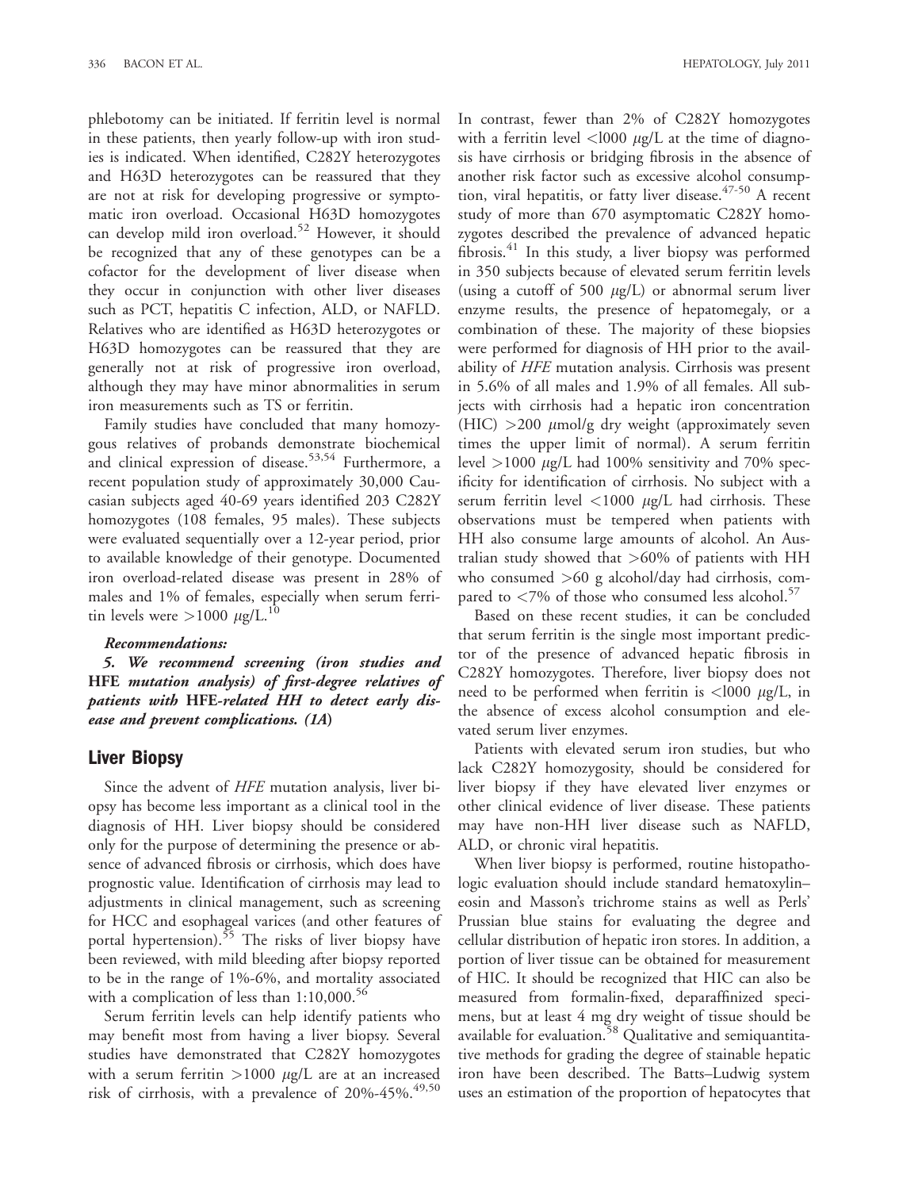phlebotomy can be initiated. If ferritin level is normal in these patients, then yearly follow-up with iron studies is indicated. When identified, C282Y heterozygotes and H63D heterozygotes can be reassured that they are not at risk for developing progressive or symptomatic iron overload. Occasional H63D homozygotes can develop mild iron overload.[52] However, it should be recognized that any of these genotypes can be a cofactor for the development of liver disease when they occur in conjunction with other liver diseases such as PCT, hepatitis C infection, ALD, or NAFLD. Relatives who are identified as H63D heterozygotes or H63D homozygotes can be reassured that they are generally not at risk of progressive iron overload, although they may have minor abnormalities in serum iron measurements such as TS or ferritin.

Family studies have concluded that many homozygous relatives of probands demonstrate biochemical and clinical expression of disease.[53,54] Furthermore, a recent population study of approximately 30,000 Caucasian subjects aged 40-69 years identified 203 C282Y homozygotes (108 females, 95 males). These subjects were evaluated sequentially over a 12-year period, prior to available knowledge of their genotype. Documented iron overload-related disease was present in 28% of males and 1% of females, especially when serum ferritin levels were >1000 μg/L.[10]

***Recommendations:***

***5. We recommend screening (iron studies and* HFE *mutation analysis) of first-degree relatives of patients with* HFE*-related HH to detect early disease and prevent complications. (1A)***

## Liver Biopsy

Since the advent of *HFE* mutation analysis, liver biopsy has become less important as a clinical tool in the diagnosis of HH. Liver biopsy should be considered only for the purpose of determining the presence or absence of advanced fibrosis or cirrhosis, which does have prognostic value. Identification of cirrhosis may lead to adjustments in clinical management, such as screening for HCC and esophageal varices (and other features of portal hypertension).[55] The risks of liver biopsy have been reviewed, with mild bleeding after biopsy reported to be in the range of 1%-6%, and mortality associated with a complication of less than 1:10,000.[56]

Serum ferritin levels can help identify patients who may benefit most from having a liver biopsy. Several studies have demonstrated that C282Y homozygotes with a serum ferritin >1000 μg/L are at an increased risk of cirrhosis, with a prevalence of 20%-45%.[49,50] In contrast, fewer than 2% of C282Y homozygotes with a ferritin level <l000 μg/L at the time of diagnosis have cirrhosis or bridging fibrosis in the absence of another risk factor such as excessive alcohol consumption, viral hepatitis, or fatty liver disease.[47-50] A recent study of more than 670 asymptomatic C282Y homozygotes described the prevalence of advanced hepatic fibrosis.[41] In this study, a liver biopsy was performed in 350 subjects because of elevated serum ferritin levels (using a cutoff of 500 μg/L) or abnormal serum liver enzyme results, the presence of hepatomegaly, or a combination of these. The majority of these biopsies were performed for diagnosis of HH prior to the availability of *HFE* mutation analysis. Cirrhosis was present in 5.6% of all males and 1.9% of all females. All subjects with cirrhosis had a hepatic iron concentration (HIC) >200 μmol/g dry weight (approximately seven times the upper limit of normal). A serum ferritin level >1000 μg/L had 100% sensitivity and 70% specificity for identification of cirrhosis. No subject with a serum ferritin level <1000 μg/L had cirrhosis. These observations must be tempered when patients with HH also consume large amounts of alcohol. An Australian study showed that >60% of patients with HH who consumed >60 g alcohol/day had cirrhosis, compared to <7% of those who consumed less alcohol.[57]

Based on these recent studies, it can be concluded that serum ferritin is the single most important predictor of the presence of advanced hepatic fibrosis in C282Y homozygotes. Therefore, liver biopsy does not need to be performed when ferritin is <l000 μg/L, in the absence of excess alcohol consumption and elevated serum liver enzymes.

Patients with elevated serum iron studies, but who lack C282Y homozygosity, should be considered for liver biopsy if they have elevated liver enzymes or other clinical evidence of liver disease. These patients may have non-HH liver disease such as NAFLD, ALD, or chronic viral hepatitis.

When liver biopsy is performed, routine histopathologic evaluation should include standard hematoxylin–eosin and Masson's trichrome stains as well as Perls' Prussian blue stains for evaluating the degree and cellular distribution of hepatic iron stores. In addition, a portion of liver tissue can be obtained for measurement of HIC. It should be recognized that HIC can also be measured from formalin-fixed, deparaffinized specimens, but at least 4 mg dry weight of tissue should be available for evaluation.[58] Qualitative and semiquantitative methods for grading the degree of stainable hepatic iron have been described. The Batts–Ludwig system uses an estimation of the proportion of hepatocytes that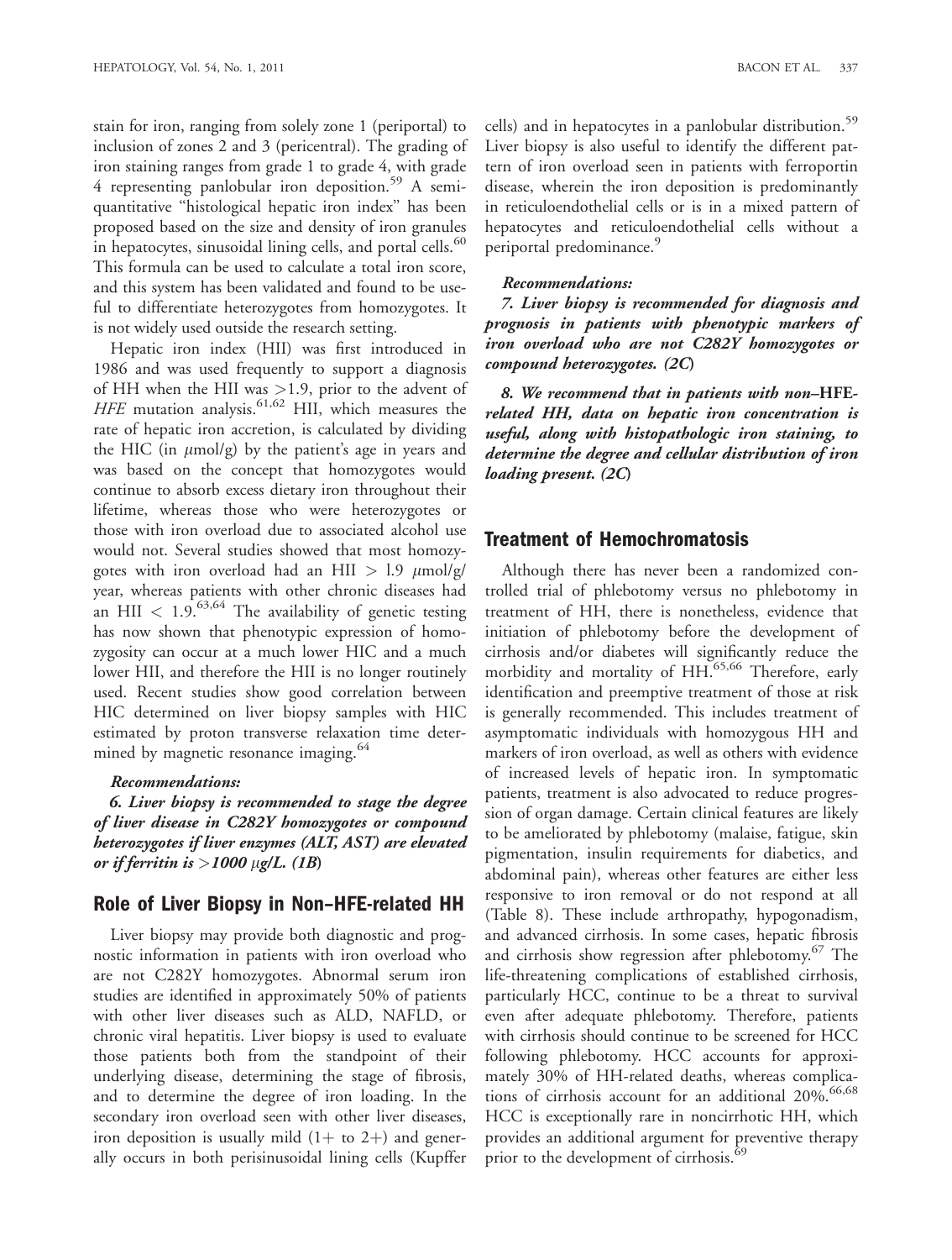stain for iron, ranging from solely zone 1 (periportal) to inclusion of zones 2 and 3 (pericentral). The grading of iron staining ranges from grade 1 to grade 4, with grade 4 representing panlobular iron deposition.[59] A semi-quantitative "histological hepatic iron index" has been proposed based on the size and density of iron granules in hepatocytes, sinusoidal lining cells, and portal cells.[60] This formula can be used to calculate a total iron score, and this system has been validated and found to be useful to differentiate heterozygotes from homozygotes. It is not widely used outside the research setting.

Hepatic iron index (HII) was first introduced in 1986 and was used frequently to support a diagnosis of HH when the HII was >1.9, prior to the advent of *HFE* mutation analysis.[61,62] HII, which measures the rate of hepatic iron accretion, is calculated by dividing the HIC (in $\mu$mol/g) by the patient's age in years and was based on the concept that homozygotes would continue to absorb excess dietary iron throughout their lifetime, whereas those who were heterozygotes or those with iron overload due to associated alcohol use would not. Several studies showed that most homozygotes with iron overload had an HII > 1.9 $\mu$mol/g/year, whereas patients with other chronic diseases had an HII < 1.9.[63,64] The availability of genetic testing has now shown that phenotypic expression of homozygosity can occur at a much lower HIC and a much lower HII, and therefore the HII is no longer routinely used. Recent studies show good correlation between HIC determined on liver biopsy samples with HIC estimated by proton transverse relaxation time determined by magnetic resonance imaging.[64]

***Recommendations:***

***6. Liver biopsy is recommended to stage the degree of liver disease in C282Y homozygotes or compound heterozygotes if liver enzymes (ALT, AST) are elevated or if ferritin is >1000 $\mu$g/L. (1B)***

## Role of Liver Biopsy in Non–HFE-related HH

Liver biopsy may provide both diagnostic and prognostic information in patients with iron overload who are not C282Y homozygotes. Abnormal serum iron studies are identified in approximately 50% of patients with other liver diseases such as ALD, NAFLD, or chronic viral hepatitis. Liver biopsy is used to evaluate those patients both from the standpoint of their underlying disease, determining the stage of fibrosis, and to determine the degree of iron loading. In the secondary iron overload seen with other liver diseases, iron deposition is usually mild (1+ to 2+) and generally occurs in both perisinusoidal lining cells (Kupffer cells) and in hepatocytes in a panlobular distribution.[59] Liver biopsy is also useful to identify the different pattern of iron overload seen in patients with ferroportin disease, wherein the iron deposition is predominantly in reticuloendothelial cells or is in a mixed pattern of hepatocytes and reticuloendothelial cells without a periportal predominance.[9]

***Recommendations:***

***7. Liver biopsy is recommended for diagnosis and prognosis in patients with phenotypic markers of iron overload who are not C282Y homozygotes or compound heterozygotes. (2C)***

***8. We recommend that in patients with non–HFE-related HH, data on hepatic iron concentration is useful, along with histopathologic iron staining, to determine the degree and cellular distribution of iron loading present. (2C)***

## Treatment of Hemochromatosis

Although there has never been a randomized controlled trial of phlebotomy versus no phlebotomy in treatment of HH, there is nonetheless, evidence that initiation of phlebotomy before the development of cirrhosis and/or diabetes will significantly reduce the morbidity and mortality of HH.[65,66] Therefore, early identification and preemptive treatment of those at risk is generally recommended. This includes treatment of asymptomatic individuals with homozygous HH and markers of iron overload, as well as others with evidence of increased levels of hepatic iron. In symptomatic patients, treatment is also advocated to reduce progression of organ damage. Certain clinical features are likely to be ameliorated by phlebotomy (malaise, fatigue, skin pigmentation, insulin requirements for diabetics, and abdominal pain), whereas other features are either less responsive to iron removal or do not respond at all (Table 8). These include arthropathy, hypogonadism, and advanced cirrhosis. In some cases, hepatic fibrosis and cirrhosis show regression after phlebotomy.[67] The life-threatening complications of established cirrhosis, particularly HCC, continue to be a threat to survival even after adequate phlebotomy. Therefore, patients with cirrhosis should continue to be screened for HCC following phlebotomy. HCC accounts for approximately 30% of HH-related deaths, whereas complications of cirrhosis account for an additional 20%.[66,68] HCC is exceptionally rare in noncirrhotic HH, which provides an additional argument for preventive therapy prior to the development of cirrhosis.[69]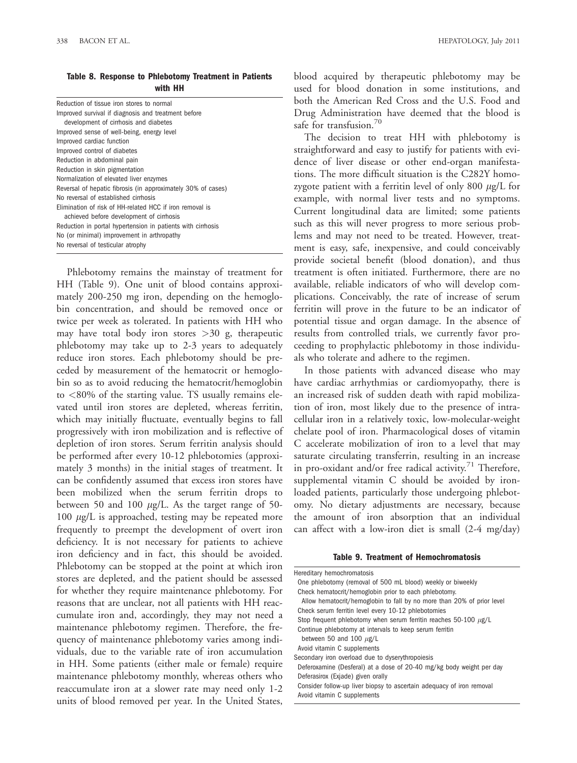**Table 8. Response to Phlebotomy Treatment in Patients with HH**

| |
|---|
| Reduction of tissue iron stores to normal |
| Improved survival if diagnosis and treatment before development of cirrhosis and diabetes |
| Improved sense of well-being, energy level |
| Improved cardiac function |
| Improved control of diabetes |
| Reduction in abdominal pain |
| Reduction in skin pigmentation |
| Normalization of elevated liver enzymes |
| Reversal of hepatic fibrosis (in approximately 30% of cases) |
| No reversal of established cirrhosis |
| Elimination of risk of HH-related HCC if iron removal is achieved before development of cirrhosis |
| Reduction in portal hypertension in patients with cirrhosis |
| No (or minimal) improvement in arthropathy |
| No reversal of testicular atrophy |

Phlebotomy remains the mainstay of treatment for HH (Table 9). One unit of blood contains approximately 200-250 mg iron, depending on the hemoglobin concentration, and should be removed once or twice per week as tolerated. In patients with HH who may have total body iron stores >30 g, therapeutic phlebotomy may take up to 2-3 years to adequately reduce iron stores. Each phlebotomy should be preceded by measurement of the hematocrit or hemoglobin so as to avoid reducing the hematocrit/hemoglobin to <80% of the starting value. TS usually remains elevated until iron stores are depleted, whereas ferritin, which may initially fluctuate, eventually begins to fall progressively with iron mobilization and is reflective of depletion of iron stores. Serum ferritin analysis should be performed after every 10-12 phlebotomies (approximately 3 months) in the initial stages of treatment. It can be confidently assumed that excess iron stores have been mobilized when the serum ferritin drops to between 50 and 100 μg/L. As the target range of 50-100 μg/L is approached, testing may be repeated more frequently to preempt the development of overt iron deficiency. It is not necessary for patients to achieve iron deficiency and in fact, this should be avoided. Phlebotomy can be stopped at the point at which iron stores are depleted, and the patient should be assessed for whether they require maintenance phlebotomy. For reasons that are unclear, not all patients with HH reaccumulate iron and, accordingly, they may not need a maintenance phlebotomy regimen. Therefore, the frequency of maintenance phlebotomy varies among individuals, due to the variable rate of iron accumulation in HH. Some patients (either male or female) require maintenance phlebotomy monthly, whereas others who reaccumulate iron at a slower rate may need only 1-2 units of blood removed per year. In the United States, blood acquired by therapeutic phlebotomy may be used for blood donation in some institutions, and both the American Red Cross and the U.S. Food and Drug Administration have deemed that the blood is safe for transfusion.[70]

The decision to treat HH with phlebotomy is straightforward and easy to justify for patients with evidence of liver disease or other end-organ manifestations. The more difficult situation is the C282Y homozygote patient with a ferritin level of only 800 μg/L for example, with normal liver tests and no symptoms. Current longitudinal data are limited; some patients such as this will never progress to more serious problems and may not need to be treated. However, treatment is easy, safe, inexpensive, and could conceivably provide societal benefit (blood donation), and thus treatment is often initiated. Furthermore, there are no available, reliable indicators of who will develop complications. Conceivably, the rate of increase of serum ferritin will prove in the future to be an indicator of potential tissue and organ damage. In the absence of results from controlled trials, we currently favor proceeding to prophylactic phlebotomy in those individuals who tolerate and adhere to the regimen.

In those patients with advanced disease who may have cardiac arrhythmias or cardiomyopathy, there is an increased risk of sudden death with rapid mobilization of iron, most likely due to the presence of intracellular iron in a relatively toxic, low-molecular-weight chelate pool of iron. Pharmacological doses of vitamin C accelerate mobilization of iron to a level that may saturate circulating transferrin, resulting in an increase in pro-oxidant and/or free radical activity.[71] Therefore, supplemental vitamin C should be avoided by iron-loaded patients, particularly those undergoing phlebotomy. No dietary adjustments are necessary, because the amount of iron absorption that an individual can affect with a low-iron diet is small (2-4 mg/day)

**Table 9. Treatment of Hemochromatosis**

| |
|---|
| Hereditary hemochromatosis |
| One phlebotomy (removal of 500 mL blood) weekly or biweekly |
| Check hematocrit/hemoglobin prior to each phlebotomy. |
| Allow hematocrit/hemoglobin to fall by no more than 20% of prior level |
| Check serum ferritin level every 10-12 phlebotomies |
| Stop frequent phlebotomy when serum ferritin reaches 50-100 μg/L |
| Continue phlebotomy at intervals to keep serum ferritin between 50 and 100 μg/L |
| Avoid vitamin C supplements |
| Secondary iron overload due to dyserythropoiesis |
| Deferoxamine (Desferal) at a dose of 20-40 mg/kg body weight per day |
| Deferasirox (Exjade) given orally |
| Consider follow-up liver biopsy to ascertain adequacy of iron removal |
| Avoid vitamin C supplements |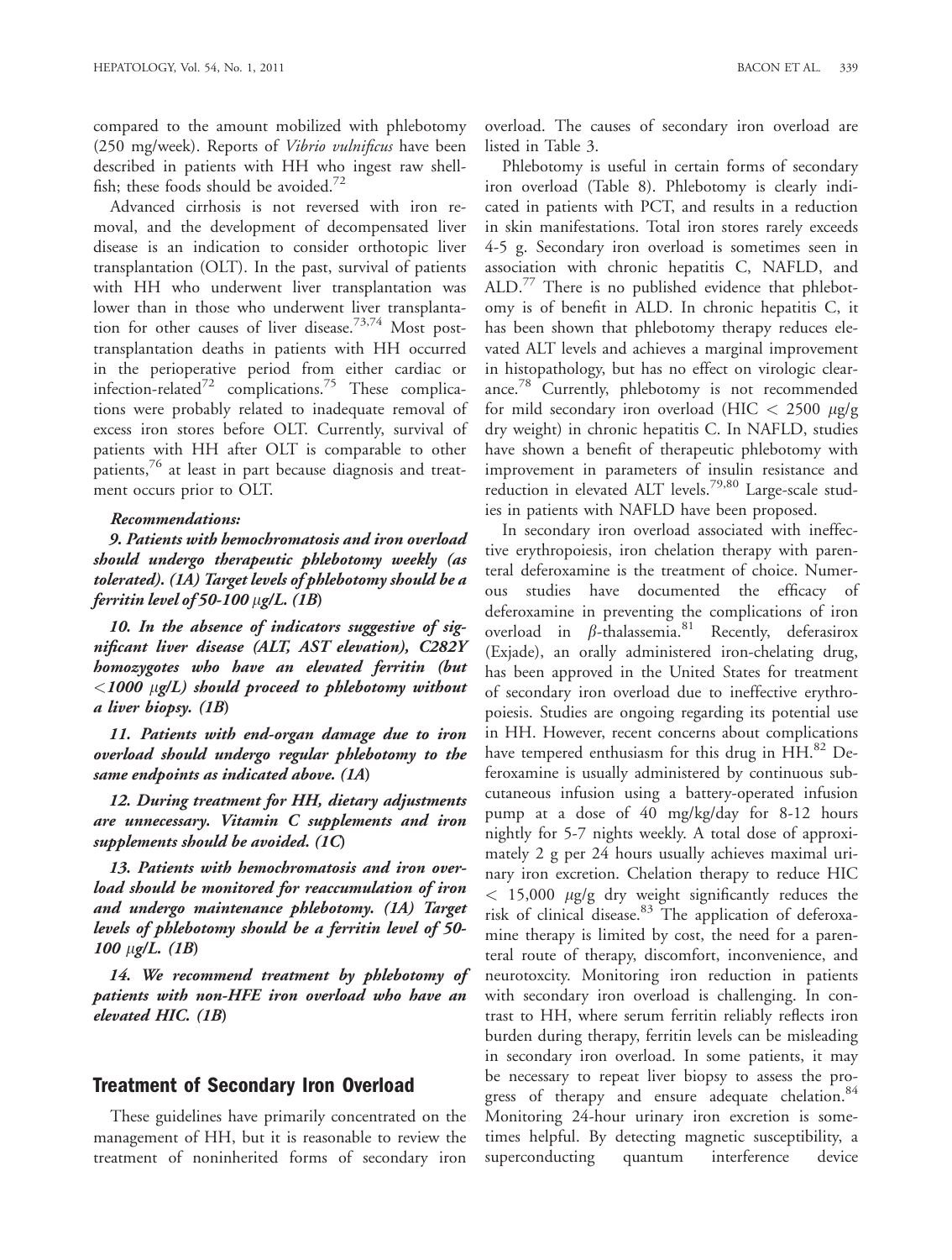compared to the amount mobilized with phlebotomy (250 mg/week). Reports of *Vibrio vulnificus* have been described in patients with HH who ingest raw shellfish; these foods should be avoided.[72]

Advanced cirrhosis is not reversed with iron removal, and the development of decompensated liver disease is an indication to consider orthotopic liver transplantation (OLT). In the past, survival of patients with HH who underwent liver transplantation was lower than in those who underwent liver transplantation for other causes of liver disease.[73,74] Most post-transplantation deaths in patients with HH occurred in the perioperative period from either cardiac or infection-related[72] complications.[75] These complications were probably related to inadequate removal of excess iron stores before OLT. Currently, survival of patients with HH after OLT is comparable to other patients,[76] at least in part because diagnosis and treatment occurs prior to OLT.

***Recommendations:***

***9. Patients with hemochromatosis and iron overload should undergo therapeutic phlebotomy weekly (as tolerated). (1A) Target levels of phlebotomy should be a ferritin level of 50-100 μg/L. (1B)***

***10. In the absence of indicators suggestive of significant liver disease (ALT, AST elevation), C282Y homozygotes who have an elevated ferritin (but <1000 μg/L) should proceed to phlebotomy without a liver biopsy. (1B)***

***11. Patients with end-organ damage due to iron overload should undergo regular phlebotomy to the same endpoints as indicated above. (1A)***

***12. During treatment for HH, dietary adjustments are unnecessary. Vitamin C supplements and iron supplements should be avoided. (1C)***

***13. Patients with hemochromatosis and iron overload should be monitored for reaccumulation of iron and undergo maintenance phlebotomy. (1A) Target levels of phlebotomy should be a ferritin level of 50-100 μg/L. (1B)***

***14. We recommend treatment by phlebotomy of patients with non-HFE iron overload who have an elevated HIC. (1B)***

## Treatment of Secondary Iron Overload

These guidelines have primarily concentrated on the management of HH, but it is reasonable to review the treatment of noninherited forms of secondary iron overload. The causes of secondary iron overload are listed in Table 3.

Phlebotomy is useful in certain forms of secondary iron overload (Table 8). Phlebotomy is clearly indicated in patients with PCT, and results in a reduction in skin manifestations. Total iron stores rarely exceeds 4-5 g. Secondary iron overload is sometimes seen in association with chronic hepatitis C, NAFLD, and ALD.[77] There is no published evidence that phlebotomy is of benefit in ALD. In chronic hepatitis C, it has been shown that phlebotomy therapy reduces elevated ALT levels and achieves a marginal improvement in histopathology, but has no effect on virologic clearance.[78] Currently, phlebotomy is not recommended for mild secondary iron overload (HIC < 2500 μg/g dry weight) in chronic hepatitis C. In NAFLD, studies have shown a benefit of therapeutic phlebotomy with improvement in parameters of insulin resistance and reduction in elevated ALT levels.[79,80] Large-scale studies in patients with NAFLD have been proposed.

In secondary iron overload associated with ineffective erythropoiesis, iron chelation therapy with parenteral deferoxamine is the treatment of choice. Numerous studies have documented the efficacy of deferoxamine in preventing the complications of iron overload in β-thalassemia.[81] Recently, deferasirox (Exjade), an orally administered iron-chelating drug, has been approved in the United States for treatment of secondary iron overload due to ineffective erythropoiesis. Studies are ongoing regarding its potential use in HH. However, recent concerns about complications have tempered enthusiasm for this drug in HH.[82] Deferoxamine is usually administered by continuous subcutaneous infusion using a battery-operated infusion pump at a dose of 40 mg/kg/day for 8-12 hours nightly for 5-7 nights weekly. A total dose of approximately 2 g per 24 hours usually achieves maximal urinary iron excretion. Chelation therapy to reduce HIC < 15,000 μg/g dry weight significantly reduces the risk of clinical disease.[83] The application of deferoxamine therapy is limited by cost, the need for a parenteral route of therapy, discomfort, inconvenience, and neurotoxcity. Monitoring iron reduction in patients with secondary iron overload is challenging. In contrast to HH, where serum ferritin reliably reflects iron burden during therapy, ferritin levels can be misleading in secondary iron overload. In some patients, it may be necessary to repeat liver biopsy to assess the progress of therapy and ensure adequate chelation.[84] Monitoring 24-hour urinary iron excretion is sometimes helpful. By detecting magnetic susceptibility, a superconducting quantum interference device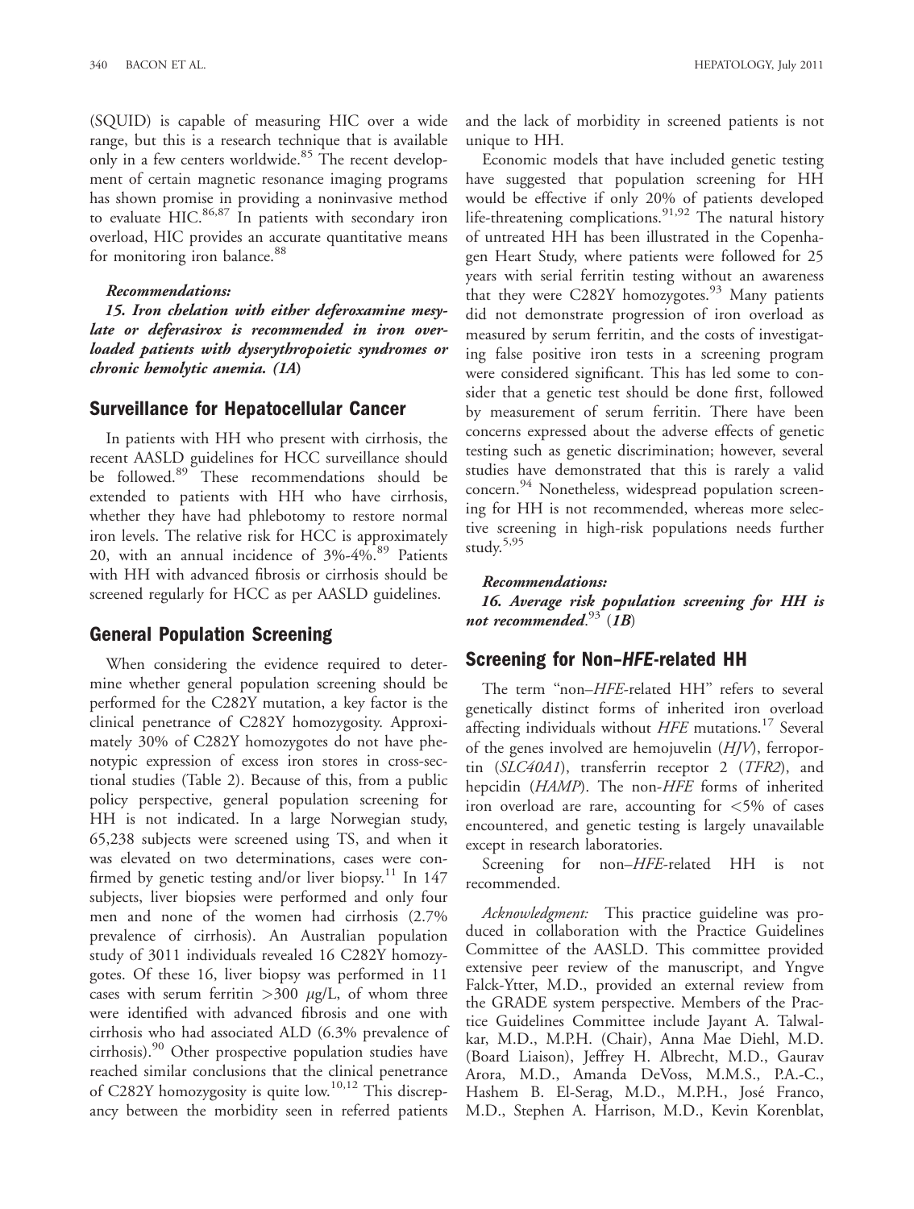(SQUID) is capable of measuring HIC over a wide range, but this is a research technique that is available only in a few centers worldwide.[85] The recent development of certain magnetic resonance imaging programs has shown promise in providing a noninvasive method to evaluate HIC.[86,87] In patients with secondary iron overload, HIC provides an accurate quantitative means for monitoring iron balance.[88]

***Recommendations:***

***15. Iron chelation with either deferoxamine mesylate or deferasirox is recommended in iron overloaded patients with dyserythropoietic syndromes or chronic hemolytic anemia. (1A)***

## Surveillance for Hepatocellular Cancer

In patients with HH who present with cirrhosis, the recent AASLD guidelines for HCC surveillance should be followed.[89] These recommendations should be extended to patients with HH who have cirrhosis, whether they have had phlebotomy to restore normal iron levels. The relative risk for HCC is approximately 20, with an annual incidence of 3%-4%.[89] Patients with HH with advanced fibrosis or cirrhosis should be screened regularly for HCC as per AASLD guidelines.

## General Population Screening

When considering the evidence required to determine whether general population screening should be performed for the C282Y mutation, a key factor is the clinical penetrance of C282Y homozygosity. Approximately 30% of C282Y homozygotes do not have phenotypic expression of excess iron stores in cross-sectional studies (Table 2). Because of this, from a public policy perspective, general population screening for HH is not indicated. In a large Norwegian study, 65,238 subjects were screened using TS, and when it was elevated on two determinations, cases were confirmed by genetic testing and/or liver biopsy.[11] In 147 subjects, liver biopsies were performed and only four men and none of the women had cirrhosis (2.7% prevalence of cirrhosis). An Australian population study of 3011 individuals revealed 16 C282Y homozygotes. Of these 16, liver biopsy was performed in 11 cases with serum ferritin >300 μg/L, of whom three were identified with advanced fibrosis and one with cirrhosis who had associated ALD (6.3% prevalence of cirrhosis).[90] Other prospective population studies have reached similar conclusions that the clinical penetrance of C282Y homozygosity is quite low.[10,12] This discrepancy between the morbidity seen in referred patients and the lack of morbidity in screened patients is not unique to HH.

Economic models that have included genetic testing have suggested that population screening for HH would be effective if only 20% of patients developed life-threatening complications.[91,92] The natural history of untreated HH has been illustrated in the Copenhagen Heart Study, where patients were followed for 25 years with serial ferritin testing without an awareness that they were C282Y homozygotes.[93] Many patients did not demonstrate progression of iron overload as measured by serum ferritin, and the costs of investigating false positive iron tests in a screening program were considered significant. This has led some to consider that a genetic test should be done first, followed by measurement of serum ferritin. There have been concerns expressed about the adverse effects of genetic testing such as genetic discrimination; however, several studies have demonstrated that this is rarely a valid concern.[94] Nonetheless, widespread population screening for HH is not recommended, whereas more selective screening in high-risk populations needs further study.[5,95]

***Recommendations:***

***16. Average risk population screening for HH is not recommended.[93] (1B)***

## Screening for Non–*HFE*-related HH

The term "non–*HFE*-related HH" refers to several genetically distinct forms of inherited iron overload affecting individuals without *HFE* mutations.[17] Several of the genes involved are hemojuvelin (*HJV*), ferroportin (*SLC40A1*), transferrin receptor 2 (*TFR2*), and hepcidin (*HAMP*). The non-*HFE* forms of inherited iron overload are rare, accounting for <5% of cases encountered, and genetic testing is largely unavailable except in research laboratories.

Screening for non–*HFE*-related HH is not recommended.

*Acknowledgment:* This practice guideline was produced in collaboration with the Practice Guidelines Committee of the AASLD. This committee provided extensive peer review of the manuscript, and Yngve Falck-Ytter, M.D., provided an external review from the GRADE system perspective. Members of the Practice Guidelines Committee include Jayant A. Talwalkar, M.D., M.P.H. (Chair), Anna Mae Diehl, M.D. (Board Liaison), Jeffrey H. Albrecht, M.D., Gaurav Arora, M.D., Amanda DeVoss, M.M.S., P.A.-C., Hashem B. El-Serag, M.D., M.P.H., José Franco, M.D., Stephen A. Harrison, M.D., Kevin Korenblat,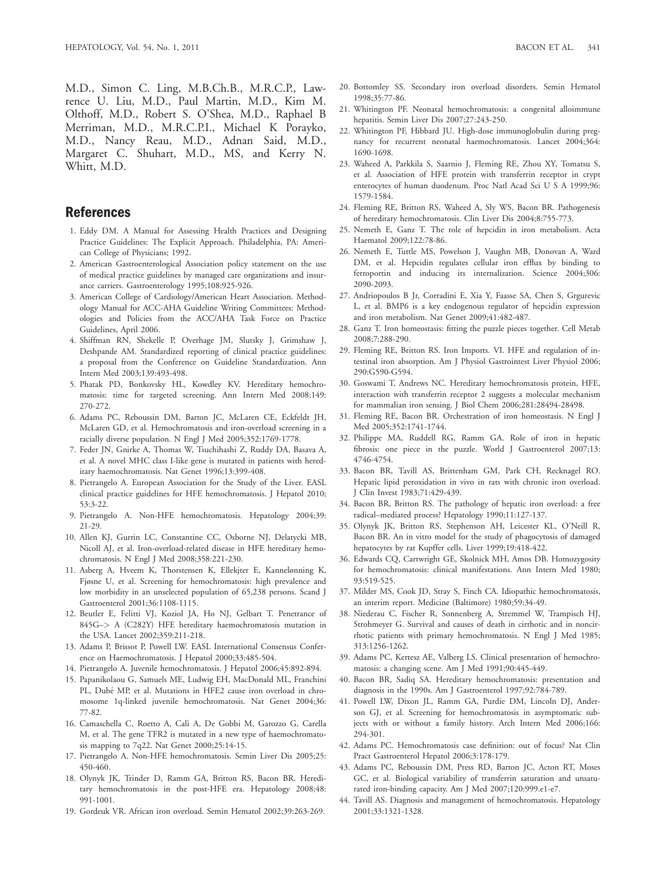M.D., Simon C. Ling, M.B.Ch.B., M.R.C.P., Lawrence U. Liu, M.D., Paul Martin, M.D., Kim M. Olthoff, M.D., Robert S. O'Shea, M.D., Raphael B Merriman, M.D., M.R.C.P.I., Michael K Porayko, M.D., Nancy Reau, M.D., Adnan Said, M.D., Margaret C. Shuhart, M.D., MS, and Kerry N. Whitt, M.D.

## References

1. Eddy DM. A Manual for Assessing Health Practices and Designing Practice Guidelines: The Explicit Approach. Philadelphia, PA: American College of Physicians; 1992.
2. American Gastroenterological Association policy statement on the use of medical practice guidelines by managed care organizations and insurance carriers. Gastroenterology 1995;108:925-926.
3. American College of Cardiology/American Heart Association. Methodology Manual for ACC-AHA Guideline Writing Committees: Methodologies and Policies from the ACC/AHA Task Force on Practice Guidelines, April 2006.
4. Shiffman RN, Shekelle P, Overhage JM, Slutsky J, Grimshaw J, Deshpande AM. Standardized reporting of clinical practice guidelines: a proposal from the Conference on Guideline Standardization. Ann Intern Med 2003;139:493-498.
5. Phatak PD, Bonkovsky HL, Kowdley KV. Hereditary hemochromatosis: time for targeted screening. Ann Intern Med 2008;149: 270-272.
6. Adams PC, Reboussin DM, Barton JC, McLaren CE, Eckfeldt JH, McLaren GD, et al. Hemochromatosis and iron-overload screening in a racially diverse population. N Engl J Med 2005;352:1769-1778.
7. Feder JN, Gnirke A, Thomas W, Tsuchihashi Z, Ruddy DA, Basava A, et al. A novel MHC class I-like gene is mutated in patients with hereditary haemochromatosis. Nat Genet 1996;13:399-408.
8. Pietrangelo A. European Association for the Study of the Liver. EASL clinical practice guidelines for HFE hemochromatosis. J Hepatol 2010; 53:3-22.
9. Pietrangelo A. Non-HFE hemochromatosis. Hepatology 2004;39: 21-29.
10. Allen KJ, Gurrin LC, Constantine CC, Osborne NJ, Delatycki MB, Nicoll AJ, et al. Iron-overload-related disease in HFE hereditary hemochromatosis. N Engl J Med 2008;358:221-230.
11. Asberg A, Hveem K, Thorstensen K, Ellekjter E, Kannelønning K, Fjøsne U, et al. Screening for hemochromatosis: high prevalence and low morbidity in an unselected population of 65,238 persons. Scand J Gastroenterol 2001;36:1108-1115.
12. Beutler E, Felitti VJ, Koziol JA, Ho NJ, Gelbart T. Penetrance of 845G–> A (C282Y) HFE hereditary haemochromatosis mutation in the USA. Lancet 2002;359:211-218.
13. Adams P, Brissot P, Powell LW. EASL International Consensus Conference on Haemochromatosis. J Hepatol 2000;33:485-504.
14. Pietrangelo A. Juvenile hemochromatosis. J Hepatol 2006;45:892-894.
15. Papanikolaou G, Samuels ME, Ludwig EH, MacDonald ML, Franchini PL, Dubé MP, et al. Mutations in HFE2 cause iron overload in chromosome 1q-linked juvenile hemochromatosis. Nat Genet 2004;36: 77-82.
16. Camaschella C, Roetto A, Calì A, De Gobbi M, Garozzo G, Carella M, et al. The gene TFR2 is mutated in a new type of haemochromatosis mapping to 7q22. Nat Genet 2000;25:14-15.
17. Pietrangelo A. Non-HFE hemochromatosis. Semin Liver Dis 2005;25: 450-460.
18. Olynyk JK, Trinder D, Ramm GA, Britton RS, Bacon BR. Hereditary hemochromatosis in the post-HFE era. Hepatology 2008;48: 991-1001.
19. Gordeuk VR. African iron overload. Semin Hematol 2002;39:263-269.
20. Bottomley SS. Secondary iron overload disorders. Semin Hematol 1998;35:77-86.
21. Whitington PF. Neonatal hemochromatosis: a congenital alloimmune hepatitis. Semin Liver Dis 2007;27:243-250.
22. Whitington PF, Hibbard JU. High-dose immunoglobulin during pregnancy for recurrent neonatal haemochromatosis. Lancet 2004;364: 1690-1698.
23. Waheed A, Parkkila S, Saarnio J, Fleming RE, Zhou XY, Tomatsu S, et al. Association of HFE protein with transferrin receptor in crypt enterocytes of human duodenum. Proc Natl Acad Sci U S A 1999;96: 1579-1584.
24. Fleming RE, Britton RS, Waheed A, Sly WS, Bacon BR. Pathogenesis of hereditary hemochromatosis. Clin Liver Dis 2004;8:755-773.
25. Nemeth E, Ganz T. The role of hepcidin in iron metabolism. Acta Haematol 2009;122:78-86.
26. Nemeth E, Tuttle MS, Powelson J, Vaughn MB, Donovan A, Ward DM, et al. Hepcidin regulates cellular iron efflux by binding to ferroportin and inducing its internalization. Science 2004;306: 2090-2093.
27. Andriopoulos B Jr, Corradini E, Xia Y, Faasse SA, Chen S, Grgurevic L, et al. BMP6 is a key endogenous regulator of hepcidin expression and iron metabolism. Nat Genet 2009;41:482-487.
28. Ganz T. Iron homeostasis: fitting the puzzle pieces together. Cell Metab 2008;7:288-290.
29. Fleming RE, Britton RS. Iron Imports. VI. HFE and regulation of intestinal iron absorption. Am J Physiol Gastrointest Liver Physiol 2006; 290:G590-G594.
30. Goswami T, Andrews NC. Hereditary hemochromatosis protein, HFE, interaction with transferrin receptor 2 suggests a molecular mechanism for mammalian iron sensing. J Biol Chem 2006;281:28494-28498.
31. Fleming RE, Bacon BR. Orchestration of iron homeostasis. N Engl J Med 2005;352:1741-1744.
32. Philippe MA, Ruddell RG, Ramm GA. Role of iron in hepatic fibrosis: one piece in the puzzle. World J Gastroenterol 2007;13: 4746-4754.
33. Bacon BR, Tavill AS, Brittenham GM, Park CH, Recknagel RO. Hepatic lipid peroxidation in vivo in rats with chronic iron overload. J Clin Invest 1983;71:429-439.
34. Bacon BR, Britton RS. The pathology of hepatic iron overload: a free radical–mediated process? Hepatology 1990;11:127-137.
35. Olynyk JK, Britton RS, Stephenson AH, Leicester KL, O'Neill R, Bacon BR. An in vitro model for the study of phagocytosis of damaged hepatocytes by rat Kupffer cells. Liver 1999;19:418-422.
36. Edwards CQ, Cartwright GE, Skolnick MH, Amos DB. Homozygosity for hemochromatosis: clinical manifestations. Ann Intern Med 1980; 93:519-525.
37. Milder MS, Cook JD, Stray S, Finch CA. Idiopathic hemochromatosis, an interim report. Medicine (Baltimore) 1980;59:34-49.
38. Niederau C, Fischer R, Sonnenberg A, Stremmel W, Trampisch HJ, Strohmeyer G. Survival and causes of death in cirrhotic and in noncirrhotic patients with primary hemochromatosis. N Engl J Med 1985; 313:1256-1262.
39. Adams PC, Kertesz AE, Valberg LS. Clinical presentation of hemochromatosis: a changing scene. Am J Med 1991;90:445-449.
40. Bacon BR, Sadiq SA. Hereditary hemochromatosis: presentation and diagnosis in the 1990s. Am J Gastroenterol 1997;92:784-789.
41. Powell LW, Dixon JL, Ramm GA, Purdie DM, Lincoln DJ, Anderson GJ, et al. Screening for hemochromatosis in asymptomatic subjects with or without a family history. Arch Intern Med 2006;166: 294-301.
42. Adams PC. Hemochromatosis case definition: out of focus? Nat Clin Pract Gastroenterol Hepatol 2006;3:178-179.
43. Adams PC, Reboussin DM, Press RD, Barton JC, Acton RT, Moses GC, et al. Biological variability of transferrin saturation and unsaturated iron-binding capacity. Am J Med 2007;120:999.e1-e7.
44. Tavill AS. Diagnosis and management of hemochromatosis. Hepatology 2001;33:1321-1328.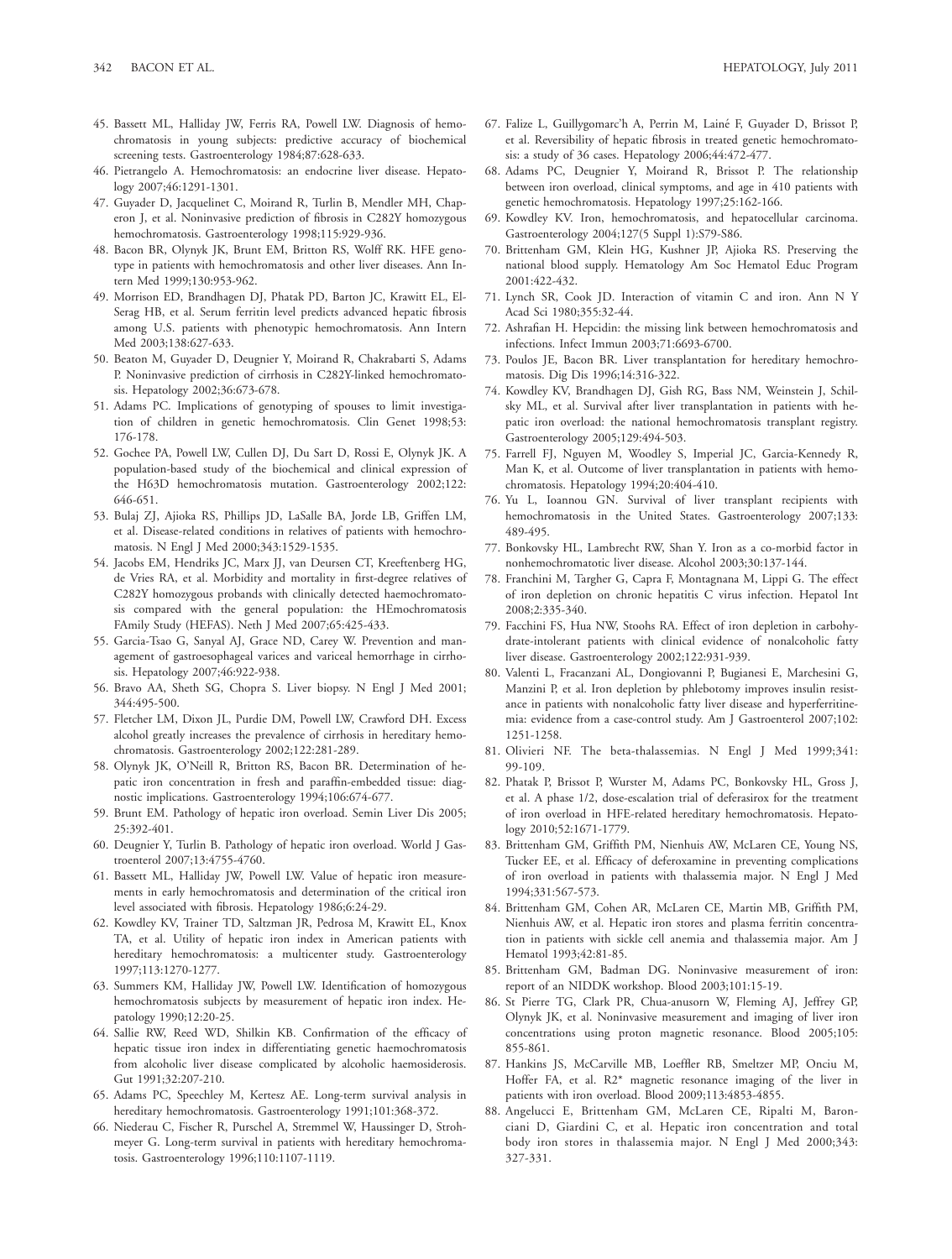45. Bassett ML, Halliday JW, Ferris RA, Powell LW. Diagnosis of hemochromatosis in young subjects: predictive accuracy of biochemical screening tests. Gastroenterology 1984;87:628-633.
46. Pietrangelo A. Hemochromatosis: an endocrine liver disease. Hepatology 2007;46:1291-1301.
47. Guyader D, Jacquelinet C, Moirand R, Turlin B, Mendler MH, Chaperon J, et al. Noninvasive prediction of fibrosis in C282Y homozygous hemochromatosis. Gastroenterology 1998;115:929-936.
48. Bacon BR, Olynyk JK, Brunt EM, Britton RS, Wolff RK. HFE genotype in patients with hemochromatosis and other liver diseases. Ann Intern Med 1999;130:953-962.
49. Morrison ED, Brandhagen DJ, Phatak PD, Barton JC, Krawitt EL, El-Serag HB, et al. Serum ferritin level predicts advanced hepatic fibrosis among U.S. patients with phenotypic hemochromatosis. Ann Intern Med 2003;138:627-633.
50. Beaton M, Guyader D, Deugnier Y, Moirand R, Chakrabarti S, Adams P. Noninvasive prediction of cirrhosis in C282Y-linked hemochromatosis. Hepatology 2002;36:673-678.
51. Adams PC. Implications of genotyping of spouses to limit investigation of children in genetic hemochromatosis. Clin Genet 1998;53: 176-178.
52. Gochee PA, Powell LW, Cullen DJ, Du Sart D, Rossi E, Olynyk JK. A population-based study of the biochemical and clinical expression of the H63D hemochromatosis mutation. Gastroenterology 2002;122: 646-651.
53. Bulaj ZJ, Ajioka RS, Phillips JD, LaSalle BA, Jorde LB, Griffen LM, et al. Disease-related conditions in relatives of patients with hemochromatosis. N Engl J Med 2000;343:1529-1535.
54. Jacobs EM, Hendriks JC, Marx JJ, van Deursen CT, Kreeftenberg HG, de Vries RA, et al. Morbidity and mortality in first-degree relatives of C282Y homozygous probands with clinically detected haemochromatosis compared with the general population: the HEmochromatosis FAmily Study (HEFAS). Neth J Med 2007;65:425-433.
55. Garcia-Tsao G, Sanyal AJ, Grace ND, Carey W. Prevention and management of gastroesophageal varices and variceal hemorrhage in cirrhosis. Hepatology 2007;46:922-938.
56. Bravo AA, Sheth SG, Chopra S. Liver biopsy. N Engl J Med 2001; 344:495-500.
57. Fletcher LM, Dixon JL, Purdie DM, Powell LW, Crawford DH. Excess alcohol greatly increases the prevalence of cirrhosis in hereditary hemochromatosis. Gastroenterology 2002;122:281-289.
58. Olynyk JK, O'Neill R, Britton RS, Bacon BR. Determination of hepatic iron concentration in fresh and paraffin-embedded tissue: diagnostic implications. Gastroenterology 1994;106:674-677.
59. Brunt EM. Pathology of hepatic iron overload. Semin Liver Dis 2005; 25:392-401.
60. Deugnier Y, Turlin B. Pathology of hepatic iron overload. World J Gastroenterol 2007;13:4755-4760.
61. Bassett ML, Halliday JW, Powell LW. Value of hepatic iron measurements in early hemochromatosis and determination of the critical iron level associated with fibrosis. Hepatology 1986;6:24-29.
62. Kowdley KV, Trainer TD, Saltzman JR, Pedrosa M, Krawitt EL, Knox TA, et al. Utility of hepatic iron index in American patients with hereditary hemochromatosis: a multicenter study. Gastroenterology 1997;113:1270-1277.
63. Summers KM, Halliday JW, Powell LW. Identification of homozygous hemochromatosis subjects by measurement of hepatic iron index. Hepatology 1990;12:20-25.
64. Sallie RW, Reed WD, Shilkin KB. Confirmation of the efficacy of hepatic tissue iron index in differentiating genetic haemochromatosis from alcoholic liver disease complicated by alcoholic haemosiderosis. Gut 1991;32:207-210.
65. Adams PC, Speechley M, Kertesz AE. Long-term survival analysis in hereditary hemochromatosis. Gastroenterology 1991;101:368-372.
66. Niederau C, Fischer R, Purschel A, Stremmel W, Haussinger D, Strohmeyer G. Long-term survival in patients with hereditary hemochromatosis. Gastroenterology 1996;110:1107-1119.
67. Falize L, Guillygomarc'h A, Perrin M, Lainé F, Guyader D, Brissot P, et al. Reversibility of hepatic fibrosis in treated genetic hemochromatosis: a study of 36 cases. Hepatology 2006;44:472-477.
68. Adams PC, Deugnier Y, Moirand R, Brissot P. The relationship between iron overload, clinical symptoms, and age in 410 patients with genetic hemochromatosis. Hepatology 1997;25:162-166.
69. Kowdley KV. Iron, hemochromatosis, and hepatocellular carcinoma. Gastroenterology 2004;127(5 Suppl 1):S79-S86.
70. Brittenham GM, Klein HG, Kushner JP, Ajioka RS. Preserving the national blood supply. Hematology Am Soc Hematol Educ Program 2001:422-432.
71. Lynch SR, Cook JD. Interaction of vitamin C and iron. Ann N Y Acad Sci 1980;355:32-44.
72. Ashrafian H. Hepcidin: the missing link between hemochromatosis and infections. Infect Immun 2003;71:6693-6700.
73. Poulos JE, Bacon BR. Liver transplantation for hereditary hemochromatosis. Dig Dis 1996;14:316-322.
74. Kowdley KV, Brandhagen DJ, Gish RG, Bass NM, Weinstein J, Schilsky ML, et al. Survival after liver transplantation in patients with hepatic iron overload: the national hemochromatosis transplant registry. Gastroenterology 2005;129:494-503.
75. Farrell FJ, Nguyen M, Woodley S, Imperial JC, Garcia-Kennedy R, Man K, et al. Outcome of liver transplantation in patients with hemochromatosis. Hepatology 1994;20:404-410.
76. Yu L, Ioannou GN. Survival of liver transplant recipients with hemochromatosis in the United States. Gastroenterology 2007;133: 489-495.
77. Bonkovsky HL, Lambrecht RW, Shan Y. Iron as a co-morbid factor in nonhemochromatotic liver disease. Alcohol 2003;30:137-144.
78. Franchini M, Targher G, Capra F, Montagnana M, Lippi G. The effect of iron depletion on chronic hepatitis C virus infection. Hepatol Int 2008;2:335-340.
79. Facchini FS, Hua NW, Stoohs RA. Effect of iron depletion in carbohydrate-intolerant patients with clinical evidence of nonalcoholic fatty liver disease. Gastroenterology 2002;122:931-939.
80. Valenti L, Fracanzani AL, Dongiovanni P, Bugianesi E, Marchesini G, Manzini P, et al. Iron depletion by phlebotomy improves insulin resistance in patients with nonalcoholic fatty liver disease and hyperferritinemia: evidence from a case-control study. Am J Gastroenterol 2007;102: 1251-1258.
81. Olivieri NF. The beta-thalassemias. N Engl J Med 1999;341: 99-109.
82. Phatak P, Brissot P, Wurster M, Adams PC, Bonkovsky HL, Gross J, et al. A phase 1/2, dose-escalation trial of deferasirox for the treatment of iron overload in HFE-related hereditary hemochromatosis. Hepatology 2010;52:1671-1779.
83. Brittenham GM, Griffith PM, Nienhuis AW, McLaren CE, Young NS, Tucker EE, et al. Efficacy of deferoxamine in preventing complications of iron overload in patients with thalassemia major. N Engl J Med 1994;331:567-573.
84. Brittenham GM, Cohen AR, McLaren CE, Martin MB, Griffith PM, Nienhuis AW, et al. Hepatic iron stores and plasma ferritin concentration in patients with sickle cell anemia and thalassemia major. Am J Hematol 1993;42:81-85.
85. Brittenham GM, Badman DG. Noninvasive measurement of iron: report of an NIDDK workshop. Blood 2003;101:15-19.
86. St Pierre TG, Clark PR, Chua-anusorn W, Fleming AJ, Jeffrey GP, Olynyk JK, et al. Noninvasive measurement and imaging of liver iron concentrations using proton magnetic resonance. Blood 2005;105: 855-861.
87. Hankins JS, McCarville MB, Loeffler RB, Smeltzer MP, Onciu M, Hoffer FA, et al. R2* magnetic resonance imaging of the liver in patients with iron overload. Blood 2009;113:4853-4855.
88. Angelucci E, Brittenham GM, McLaren CE, Ripalti M, Baronciani D, Giardini C, et al. Hepatic iron concentration and total body iron stores in thalassemia major. N Engl J Med 2000;343: 327-331.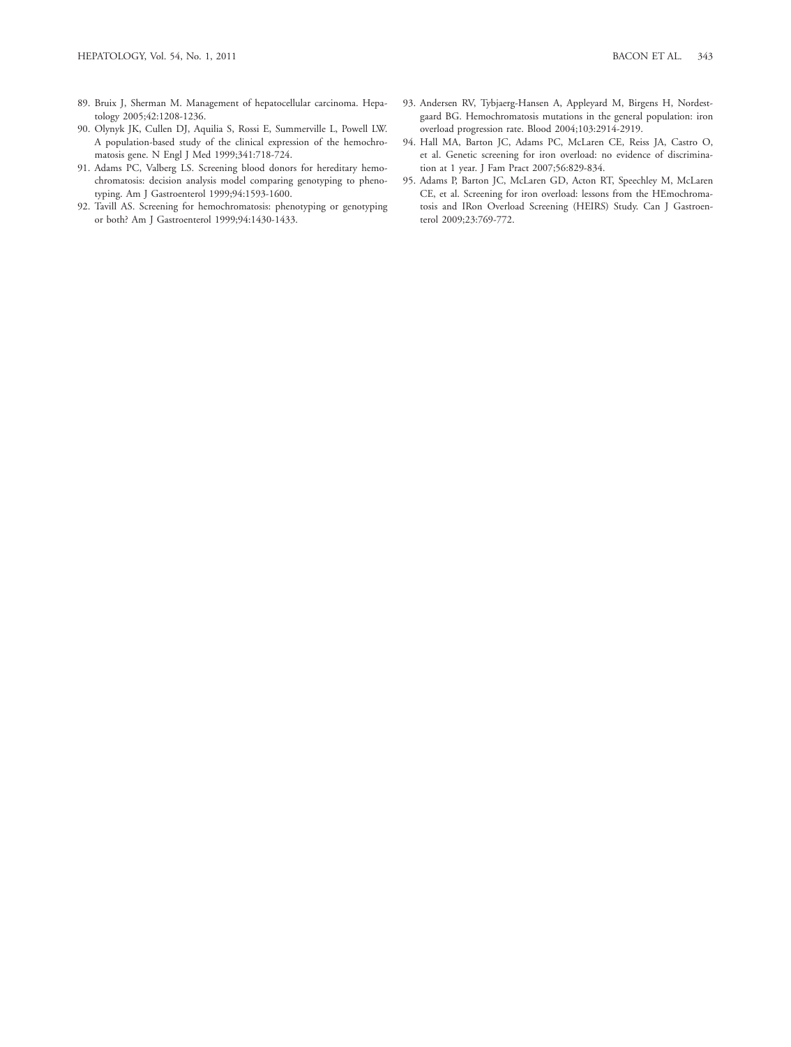89. Bruix J, Sherman M. Management of hepatocellular carcinoma. Hepatology 2005;42:1208-1236.
90. Olynyk JK, Cullen DJ, Aquilia S, Rossi E, Summerville L, Powell LW. A population-based study of the clinical expression of the hemochromatosis gene. N Engl J Med 1999;341:718-724.
91. Adams PC, Valberg LS. Screening blood donors for hereditary hemochromatosis: decision analysis model comparing genotyping to phenotyping. Am J Gastroenterol 1999;94:1593-1600.
92. Tavill AS. Screening for hemochromatosis: phenotyping or genotyping or both? Am J Gastroenterol 1999;94:1430-1433.
93. Andersen RV, Tybjaerg-Hansen A, Appleyard M, Birgens H, Nordestgaard BG. Hemochromatosis mutations in the general population: iron overload progression rate. Blood 2004;103:2914-2919.
94. Hall MA, Barton JC, Adams PC, McLaren CE, Reiss JA, Castro O, et al. Genetic screening for iron overload: no evidence of discrimination at 1 year. J Fam Pract 2007;56:829-834.
95. Adams P, Barton JC, McLaren GD, Acton RT, Speechley M, McLaren CE, et al. Screening for iron overload: lessons from the HEmochromatosis and IRon Overload Screening (HEIRS) Study. Can J Gastroenterol 2009;23:769-772.